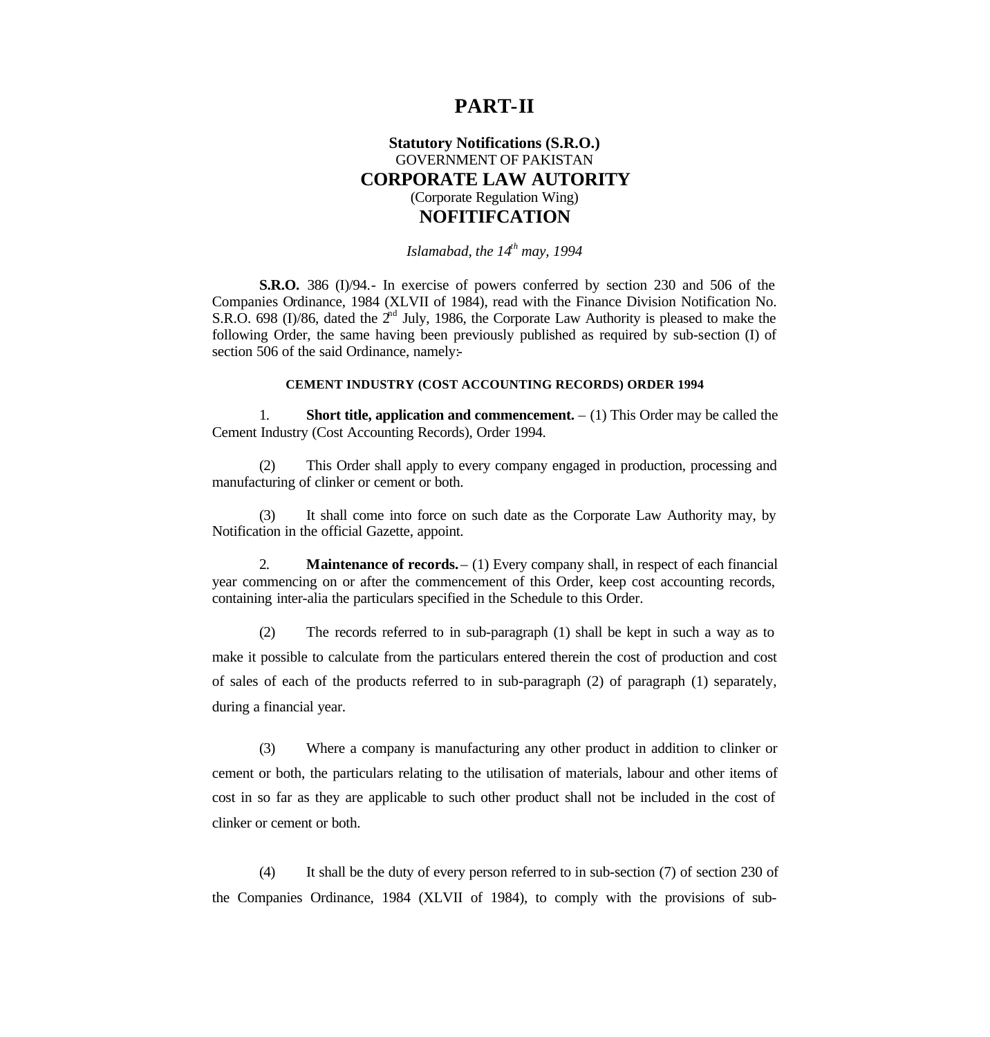# PART-II

**Statutory Notifications (S.R.O.)**
GOVERNMENT OF PAKISTAN
**CORPORATE LAW AUTORITY**
(Corporate Regulation Wing)
**NOFITIFCATION**

*Islamabad, the 14th may, 1994*

**S.R.O.** 386 (I)/94.- In exercise of powers conferred by section 230 and 506 of the Companies Ordinance, 1984 (XLVII of 1984), read with the Finance Division Notification No. S.R.O. 698 (I)/86, dated the 2nd July, 1986, the Corporate Law Authority is pleased to make the following Order, the same having been previously published as required by sub-section (I) of section 506 of the said Ordinance, namely:-

**CEMENT INDUSTRY (COST ACCOUNTING RECORDS) ORDER 1994**

1. **Short title, application and commencement.** – (1) This Order may be called the Cement Industry (Cost Accounting Records), Order 1994.

(2) This Order shall apply to every company engaged in production, processing and manufacturing of clinker or cement or both.

(3) It shall come into force on such date as the Corporate Law Authority may, by Notification in the official Gazette, appoint.

2. **Maintenance of records.** – (1) Every company shall, in respect of each financial year commencing on or after the commencement of this Order, keep cost accounting records, containing inter-alia the particulars specified in the Schedule to this Order.

(2) The records referred to in sub-paragraph (1) shall be kept in such a way as to make it possible to calculate from the particulars entered therein the cost of production and cost of sales of each of the products referred to in sub-paragraph (2) of paragraph (1) separately, during a financial year.

(3) Where a company is manufacturing any other product in addition to clinker or cement or both, the particulars relating to the utilisation of materials, labour and other items of cost in so far as they are applicable to such other product shall not be included in the cost of clinker or cement or both.

(4) It shall be the duty of every person referred to in sub-section (7) of section 230 of the Companies Ordinance, 1984 (XLVII of 1984), to comply with the provisions of sub-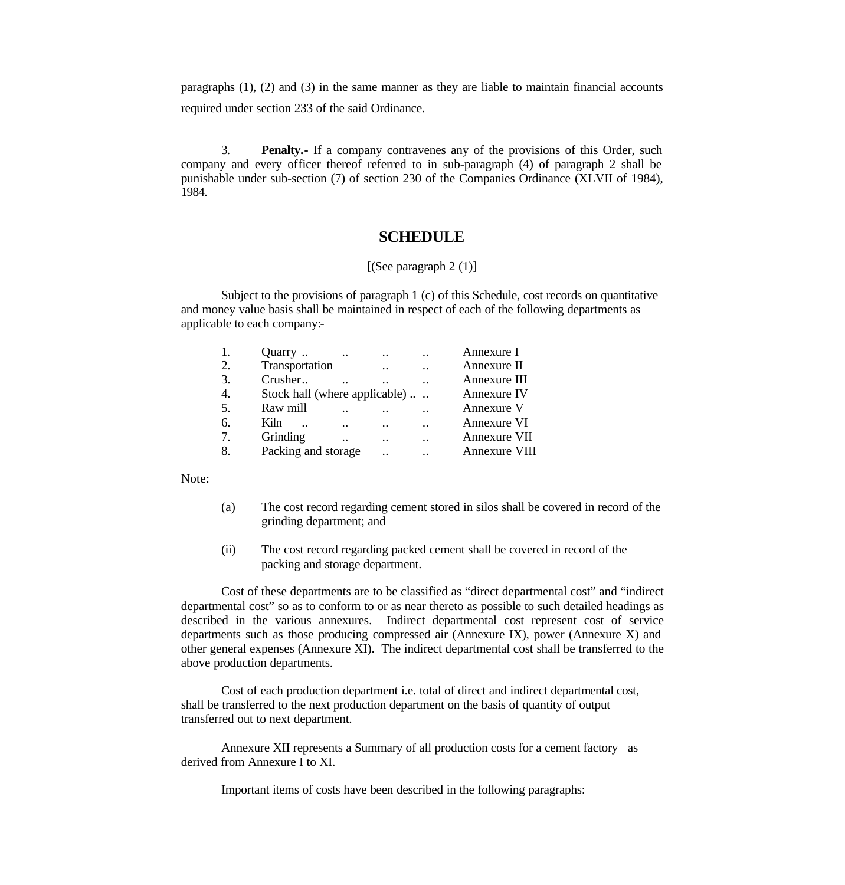paragraphs (1), (2) and (3) in the same manner as they are liable to maintain financial accounts required under section 233 of the said Ordinance.

3. **Penalty.-** If a company contravenes any of the provisions of this Order, such company and every officer thereof referred to in sub-paragraph (4) of paragraph 2 shall be punishable under sub-section (7) of section 230 of the Companies Ordinance (XLVII of 1984), 1984.

## SCHEDULE

[(See paragraph 2 (1)]

Subject to the provisions of paragraph 1 (c) of this Schedule, cost records on quantitative and money value basis shall be maintained in respect of each of the following departments as applicable to each company:-

| | | |
|---|---|---|
| 1. | Quarry .. .. .. .. | Annexure I |
| 2. | Transportation .. .. | Annexure II |
| 3. | Crusher.. .. .. .. | Annexure III |
| 4. | Stock hall (where applicable) .. .. | Annexure IV |
| 5. | Raw mill .. .. .. | Annexure V |
| 6. | Kiln .. .. .. .. | Annexure VI |
| 7. | Grinding .. .. .. | Annexure VII |
| 8. | Packing and storage .. .. | Annexure VIII |

Note:

(a) The cost record regarding cement stored in silos shall be covered in record of the grinding department; and

(ii) The cost record regarding packed cement shall be covered in record of the packing and storage department.

Cost of these departments are to be classified as "direct departmental cost" and "indirect departmental cost" so as to conform to or as near thereto as possible to such detailed headings as described in the various annexures. Indirect departmental cost represent cost of service departments such as those producing compressed air (Annexure IX), power (Annexure X) and other general expenses (Annexure XI). The indirect departmental cost shall be transferred to the above production departments.

Cost of each production department i.e. total of direct and indirect departmental cost, shall be transferred to the next production department on the basis of quantity of output transferred out to next department.

Annexure XII represents a Summary of all production costs for a cement factory as derived from Annexure I to XI.

Important items of costs have been described in the following paragraphs: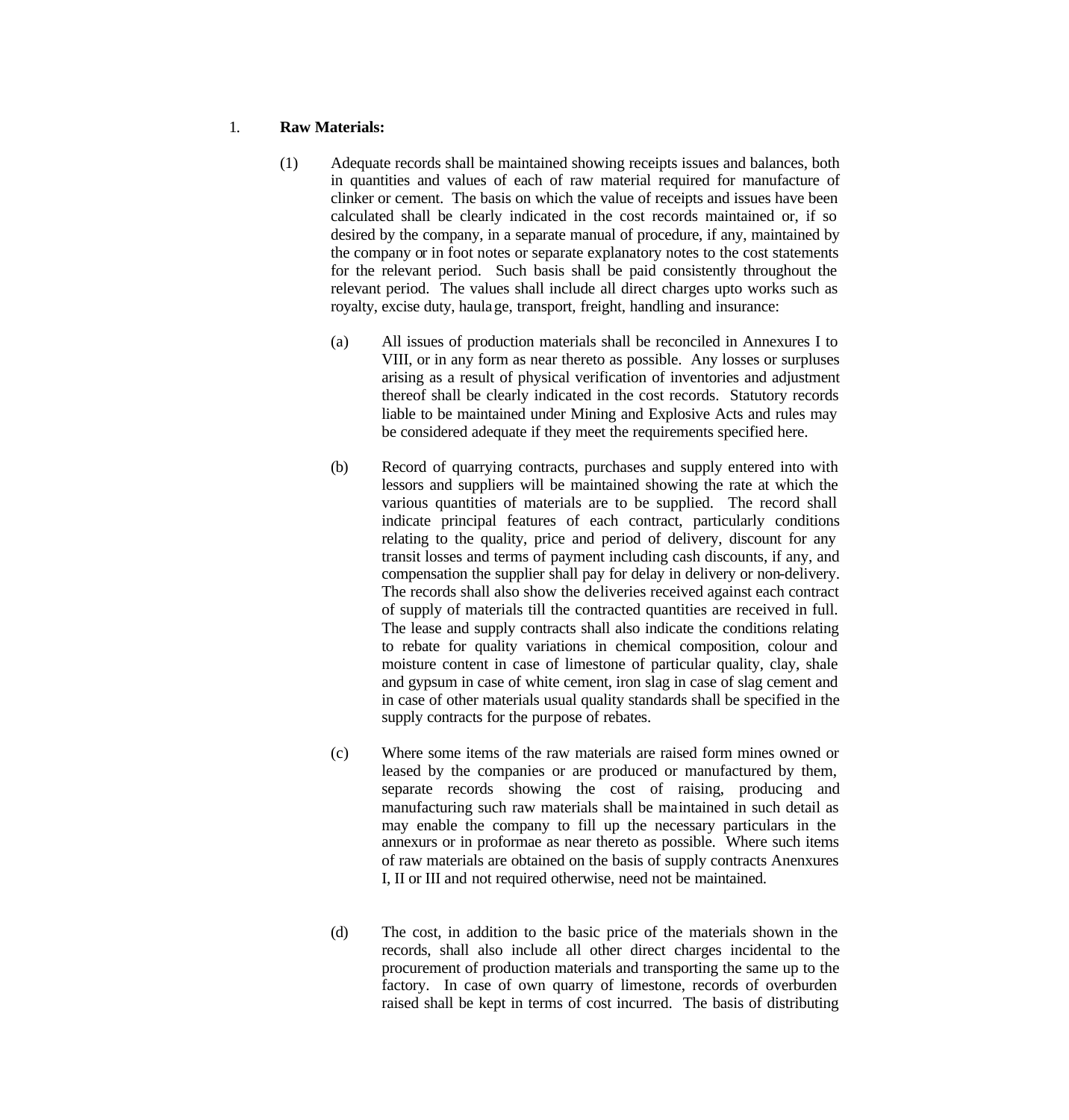1. **Raw Materials:**

(1) Adequate records shall be maintained showing receipts issues and balances, both in quantities and values of each of raw material required for manufacture of clinker or cement. The basis on which the value of receipts and issues have been calculated shall be clearly indicated in the cost records maintained or, if so desired by the company, in a separate manual of procedure, if any, maintained by the company or in foot notes or separate explanatory notes to the cost statements for the relevant period. Such basis shall be paid consistently throughout the relevant period. The values shall include all direct charges upto works such as royalty, excise duty, haulage, transport, freight, handling and insurance:

(a) All issues of production materials shall be reconciled in Annexures I to VIII, or in any form as near thereto as possible. Any losses or surpluses arising as a result of physical verification of inventories and adjustment thereof shall be clearly indicated in the cost records. Statutory records liable to be maintained under Mining and Explosive Acts and rules may be considered adequate if they meet the requirements specified here.

(b) Record of quarrying contracts, purchases and supply entered into with lessors and suppliers will be maintained showing the rate at which the various quantities of materials are to be supplied. The record shall indicate principal features of each contract, particularly conditions relating to the quality, price and period of delivery, discount for any transit losses and terms of payment including cash discounts, if any, and compensation the supplier shall pay for delay in delivery or non-delivery. The records shall also show the deliveries received against each contract of supply of materials till the contracted quantities are received in full. The lease and supply contracts shall also indicate the conditions relating to rebate for quality variations in chemical composition, colour and moisture content in case of limestone of particular quality, clay, shale and gypsum in case of white cement, iron slag in case of slag cement and in case of other materials usual quality standards shall be specified in the supply contracts for the purpose of rebates.

(c) Where some items of the raw materials are raised form mines owned or leased by the companies or are produced or manufactured by them, separate records showing the cost of raising, producing and manufacturing such raw materials shall be maintained in such detail as may enable the company to fill up the necessary particulars in the annexurs or in proformae as near thereto as possible. Where such items of raw materials are obtained on the basis of supply contracts Anenxures I, II or III and not required otherwise, need not be maintained.

(d) The cost, in addition to the basic price of the materials shown in the records, shall also include all other direct charges incidental to the procurement of production materials and transporting the same up to the factory. In case of own quarry of limestone, records of overburden raised shall be kept in terms of cost incurred. The basis of distributing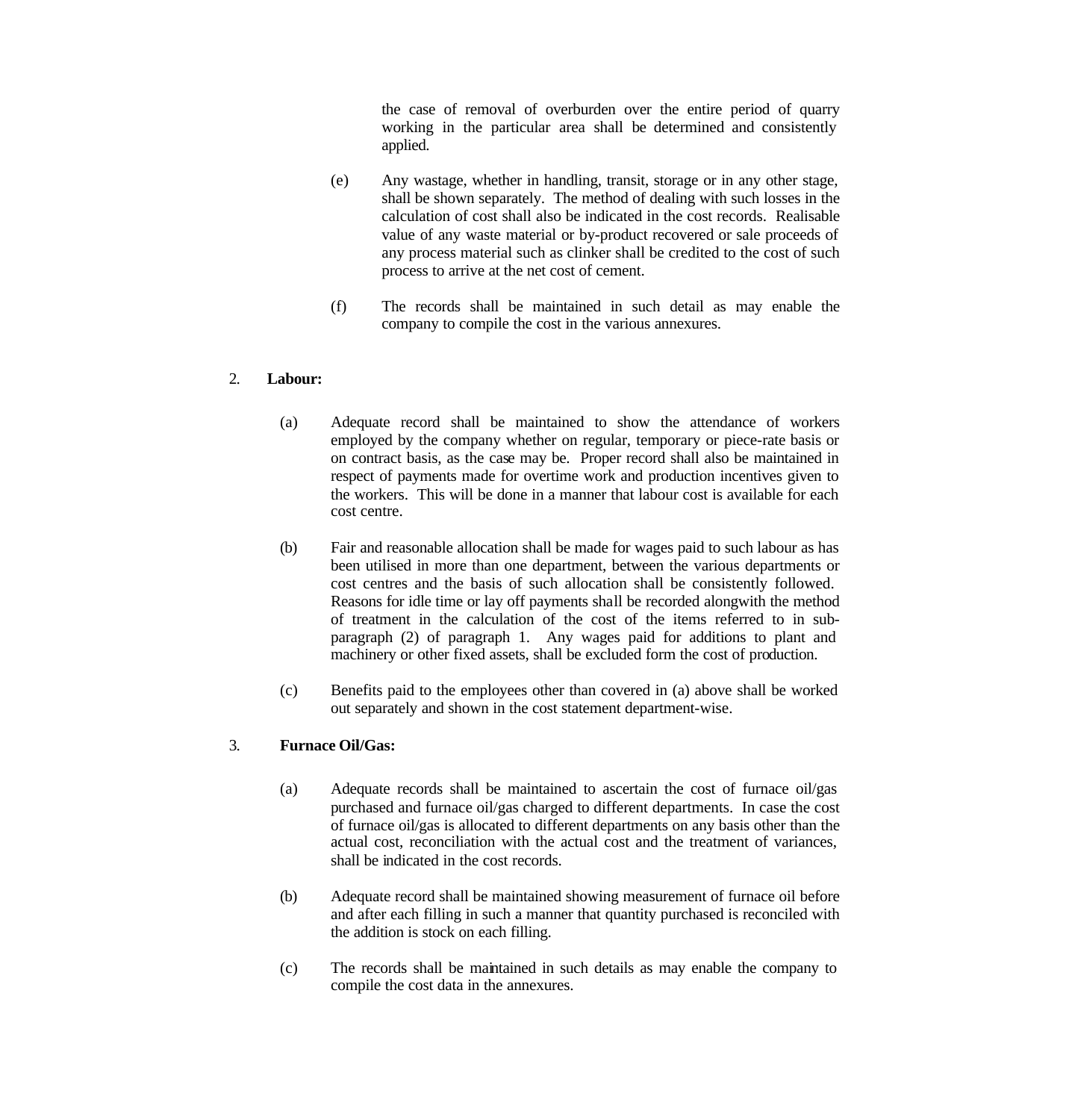the case of removal of overburden over the entire period of quarry working in the particular area shall be determined and consistently applied.

(e) Any wastage, whether in handling, transit, storage or in any other stage, shall be shown separately. The method of dealing with such losses in the calculation of cost shall also be indicated in the cost records. Realisable value of any waste material or by-product recovered or sale proceeds of any process material such as clinker shall be credited to the cost of such process to arrive at the net cost of cement.

(f) The records shall be maintained in such detail as may enable the company to compile the cost in the various annexures.

2. **Labour:**

(a) Adequate record shall be maintained to show the attendance of workers employed by the company whether on regular, temporary or piece-rate basis or on contract basis, as the case may be. Proper record shall also be maintained in respect of payments made for overtime work and production incentives given to the workers. This will be done in a manner that labour cost is available for each cost centre.

(b) Fair and reasonable allocation shall be made for wages paid to such labour as has been utilised in more than one department, between the various departments or cost centres and the basis of such allocation shall be consistently followed. Reasons for idle time or lay off payments shall be recorded alongwith the method of treatment in the calculation of the cost of the items referred to in sub-paragraph (2) of paragraph 1. Any wages paid for additions to plant and machinery or other fixed assets, shall be excluded form the cost of production.

(c) Benefits paid to the employees other than covered in (a) above shall be worked out separately and shown in the cost statement department-wise.

3. **Furnace Oil/Gas:**

(a) Adequate records shall be maintained to ascertain the cost of furnace oil/gas purchased and furnace oil/gas charged to different departments. In case the cost of furnace oil/gas is allocated to different departments on any basis other than the actual cost, reconciliation with the actual cost and the treatment of variances, shall be indicated in the cost records.

(b) Adequate record shall be maintained showing measurement of furnace oil before and after each filling in such a manner that quantity purchased is reconciled with the addition is stock on each filling.

(c) The records shall be maintained in such details as may enable the company to compile the cost data in the annexures.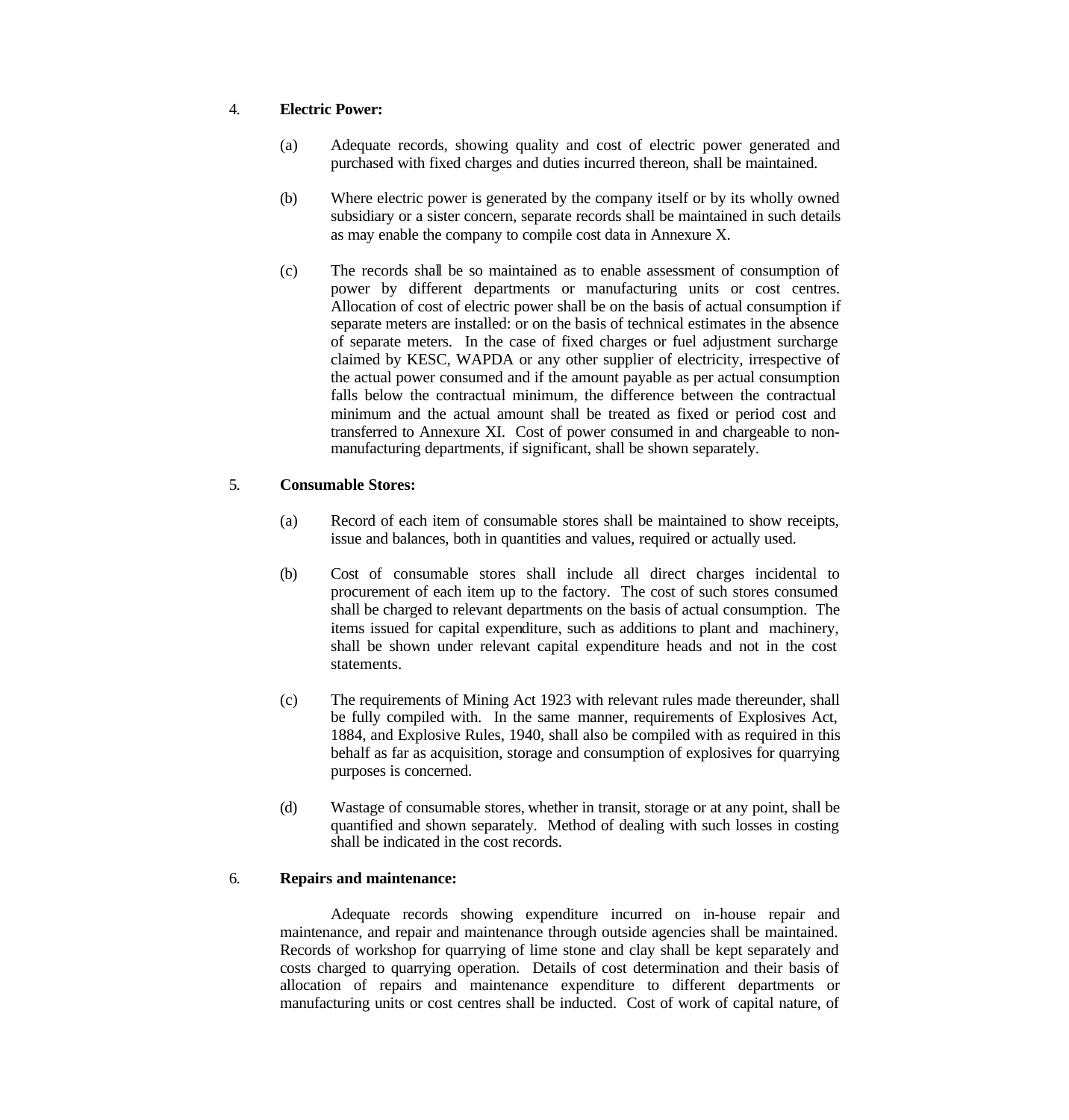4. **Electric Power:**

(a) Adequate records, showing quality and cost of electric power generated and purchased with fixed charges and duties incurred thereon, shall be maintained.

(b) Where electric power is generated by the company itself or by its wholly owned subsidiary or a sister concern, separate records shall be maintained in such details as may enable the company to compile cost data in Annexure X.

(c) The records shall be so maintained as to enable assessment of consumption of power by different departments or manufacturing units or cost centres. Allocation of cost of electric power shall be on the basis of actual consumption if separate meters are installed: or on the basis of technical estimates in the absence of separate meters. In the case of fixed charges or fuel adjustment surcharge claimed by KESC, WAPDA or any other supplier of electricity, irrespective of the actual power consumed and if the amount payable as per actual consumption falls below the contractual minimum, the difference between the contractual minimum and the actual amount shall be treated as fixed or period cost and transferred to Annexure XI. Cost of power consumed in and chargeable to non-manufacturing departments, if significant, shall be shown separately.

5. **Consumable Stores:**

(a) Record of each item of consumable stores shall be maintained to show receipts, issue and balances, both in quantities and values, required or actually used.

(b) Cost of consumable stores shall include all direct charges incidental to procurement of each item up to the factory. The cost of such stores consumed shall be charged to relevant departments on the basis of actual consumption. The items issued for capital expenditure, such as additions to plant and machinery, shall be shown under relevant capital expenditure heads and not in the cost statements.

(c) The requirements of Mining Act 1923 with relevant rules made thereunder, shall be fully compiled with. In the same manner, requirements of Explosives Act, 1884, and Explosive Rules, 1940, shall also be compiled with as required in this behalf as far as acquisition, storage and consumption of explosives for quarrying purposes is concerned.

(d) Wastage of consumable stores, whether in transit, storage or at any point, shall be quantified and shown separately. Method of dealing with such losses in costing shall be indicated in the cost records.

6. **Repairs and maintenance:**

Adequate records showing expenditure incurred on in-house repair and maintenance, and repair and maintenance through outside agencies shall be maintained. Records of workshop for quarrying of lime stone and clay shall be kept separately and costs charged to quarrying operation. Details of cost determination and their basis of allocation of repairs and maintenance expenditure to different departments or manufacturing units or cost centres shall be inducted. Cost of work of capital nature, of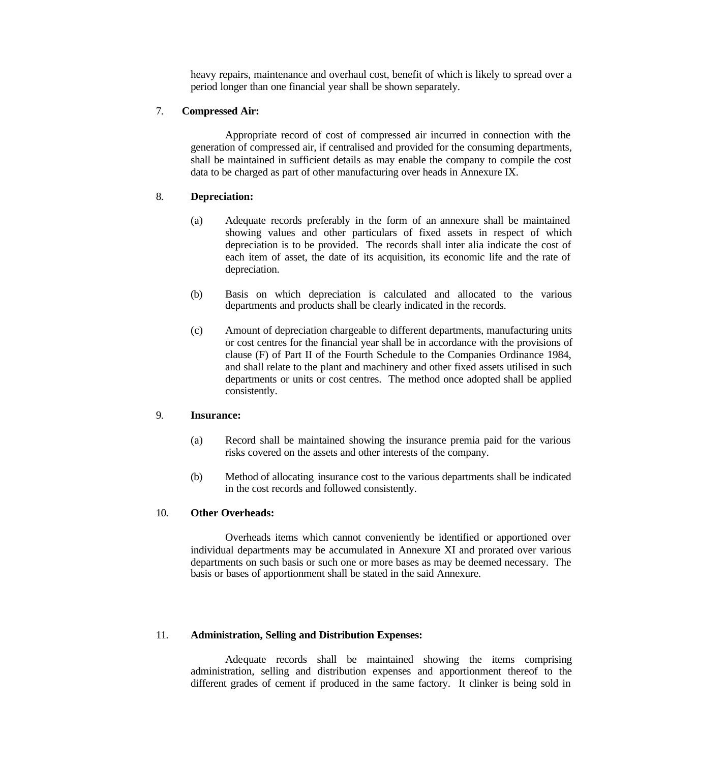heavy repairs, maintenance and overhaul cost, benefit of which is likely to spread over a period longer than one financial year shall be shown separately.

7. **Compressed Air:**

Appropriate record of cost of compressed air incurred in connection with the generation of compressed air, if centralised and provided for the consuming departments, shall be maintained in sufficient details as may enable the company to compile the cost data to be charged as part of other manufacturing over heads in Annexure IX.

8. **Depreciation:**

(a) Adequate records preferably in the form of an annexure shall be maintained showing values and other particulars of fixed assets in respect of which depreciation is to be provided. The records shall inter alia indicate the cost of each item of asset, the date of its acquisition, its economic life and the rate of depreciation.

(b) Basis on which depreciation is calculated and allocated to the various departments and products shall be clearly indicated in the records.

(c) Amount of depreciation chargeable to different departments, manufacturing units or cost centres for the financial year shall be in accordance with the provisions of clause (F) of Part II of the Fourth Schedule to the Companies Ordinance 1984, and shall relate to the plant and machinery and other fixed assets utilised in such departments or units or cost centres. The method once adopted shall be applied consistently.

9. **Insurance:**

(a) Record shall be maintained showing the insurance premia paid for the various risks covered on the assets and other interests of the company.

(b) Method of allocating insurance cost to the various departments shall be indicated in the cost records and followed consistently.

10. **Other Overheads:**

Overheads items which cannot conveniently be identified or apportioned over individual departments may be accumulated in Annexure XI and prorated over various departments on such basis or such one or more bases as may be deemed necessary. The basis or bases of apportionment shall be stated in the said Annexure.

11. **Administration, Selling and Distribution Expenses:**

Adequate records shall be maintained showing the items comprising administration, selling and distribution expenses and apportionment thereof to the different grades of cement if produced in the same factory. It clinker is being sold in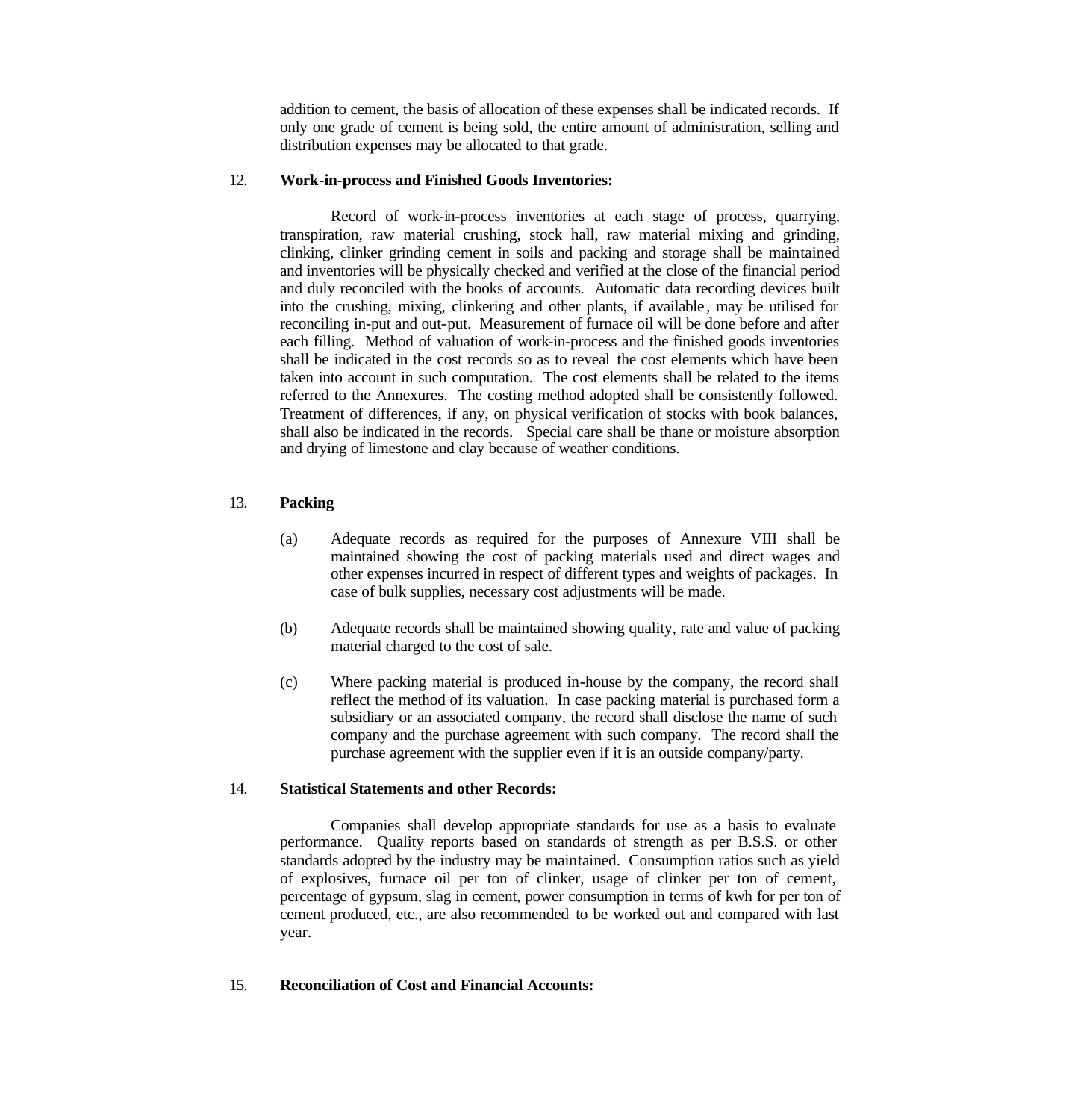addition to cement, the basis of allocation of these expenses shall be indicated records. If only one grade of cement is being sold, the entire amount of administration, selling and distribution expenses may be allocated to that grade.

12. **Work-in-process and Finished Goods Inventories:**

Record of work-in-process inventories at each stage of process, quarrying, transpiration, raw material crushing, stock hall, raw material mixing and grinding, clinking, clinker grinding cement in soils and packing and storage shall be maintained and inventories will be physically checked and verified at the close of the financial period and duly reconciled with the books of accounts. Automatic data recording devices built into the crushing, mixing, clinkering and other plants, if available, may be utilised for reconciling in-put and out-put. Measurement of furnace oil will be done before and after each filling. Method of valuation of work-in-process and the finished goods inventories shall be indicated in the cost records so as to reveal the cost elements which have been taken into account in such computation. The cost elements shall be related to the items referred to the Annexures. The costing method adopted shall be consistently followed. Treatment of differences, if any, on physical verification of stocks with book balances, shall also be indicated in the records. Special care shall be thane or moisture absorption and drying of limestone and clay because of weather conditions.

13. **Packing**

(a) Adequate records as required for the purposes of Annexure VIII shall be maintained showing the cost of packing materials used and direct wages and other expenses incurred in respect of different types and weights of packages. In case of bulk supplies, necessary cost adjustments will be made.

(b) Adequate records shall be maintained showing quality, rate and value of packing material charged to the cost of sale.

(c) Where packing material is produced in-house by the company, the record shall reflect the method of its valuation. In case packing material is purchased form a subsidiary or an associated company, the record shall disclose the name of such company and the purchase agreement with such company. The record shall the purchase agreement with the supplier even if it is an outside company/party.

14. **Statistical Statements and other Records:**

Companies shall develop appropriate standards for use as a basis to evaluate performance. Quality reports based on standards of strength as per B.S.S. or other standards adopted by the industry may be maintained. Consumption ratios such as yield of explosives, furnace oil per ton of clinker, usage of clinker per ton of cement, percentage of gypsum, slag in cement, power consumption in terms of kwh for per ton of cement produced, etc., are also recommended to be worked out and compared with last year.

15. **Reconciliation of Cost and Financial Accounts:**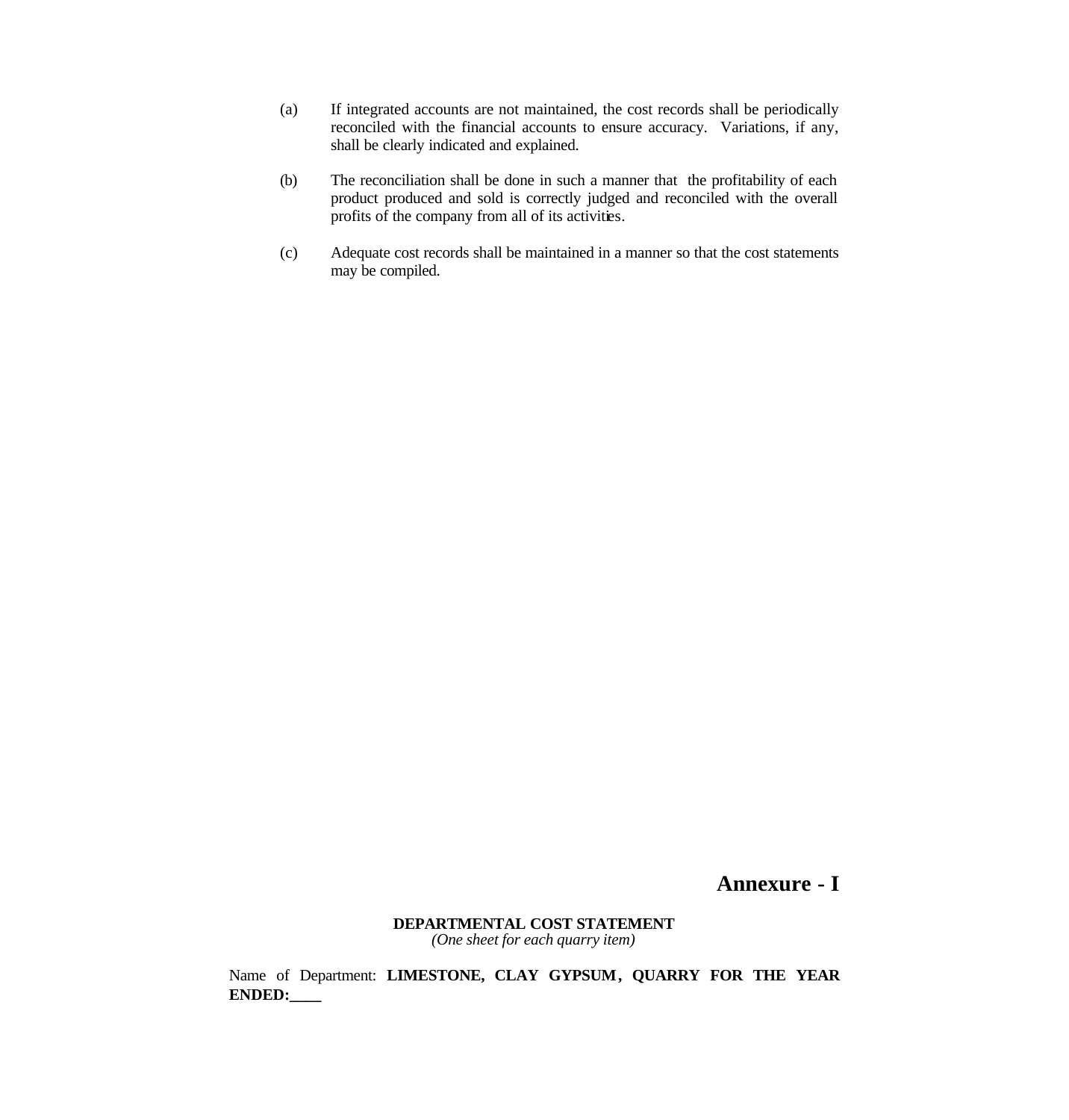(a) If integrated accounts are not maintained, the cost records shall be periodically reconciled with the financial accounts to ensure accuracy. Variations, if any, shall be clearly indicated and explained.

(b) The reconciliation shall be done in such a manner that the profitability of each product produced and sold is correctly judged and reconciled with the overall profits of the company from all of its activities.

(c) Adequate cost records shall be maintained in a manner so that the cost statements may be compiled.

# Annexure - I

**DEPARTMENTAL COST STATEMENT**

*(One sheet for each quarry item)*

Name of Department: **LIMESTONE, CLAY GYPSUM, QUARRY FOR THE YEAR ENDED:____**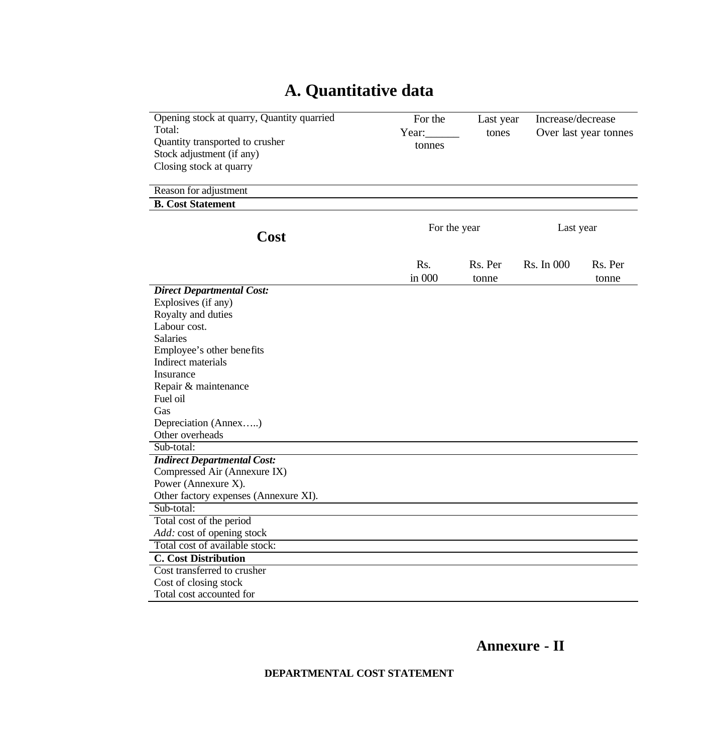# A. Quantitative data

| | For the Year:______ tonnes | Last year tones | Increase/decrease Over last year tonnes |
|---|---|---|---|
| Opening stock at quarry, Quantity quarried | | | |
| Total: | | | |
| Quantity transported to crusher | | | |
| Stock adjustment (if any) | | | |
| Closing stock at quarry | | | |
| Reason for adjustment | | | |

**B. Cost Statement**

| **Cost** | For the year | | Last year | |
|---|---|---|---|---|
| | Rs. in 000 | Rs. Per tonne | Rs. In 000 | Rs. Per tonne |
| ***Direct Departmental Cost:*** | | | | |
| Explosives (if any) | | | | |
| Royalty and duties | | | | |
| Labour cost. | | | | |
| Salaries | | | | |
| Employee's other benefits | | | | |
| Indirect materials | | | | |
| Insurance | | | | |
| Repair & maintenance | | | | |
| Fuel oil | | | | |
| Gas | | | | |
| Depreciation (Annex…..) | | | | |
| Other overheads | | | | |
| Sub-total: | | | | |
| ***Indirect Departmental Cost:*** | | | | |
| Compressed Air (Annexure IX) | | | | |
| Power (Annexure X). | | | | |
| Other factory expenses (Annexure XI). | | | | |
| Sub-total: | | | | |
| Total cost of the period | | | | |
| *Add:* cost of opening stock | | | | |
| Total cost of available stock: | | | | |
| **C. Cost Distribution** | | | | |
| Cost transferred to crusher | | | | |
| Cost of closing stock | | | | |
| Total cost accounted for | | | | |

## Annexure - II

**DEPARTMENTAL COST STATEMENT**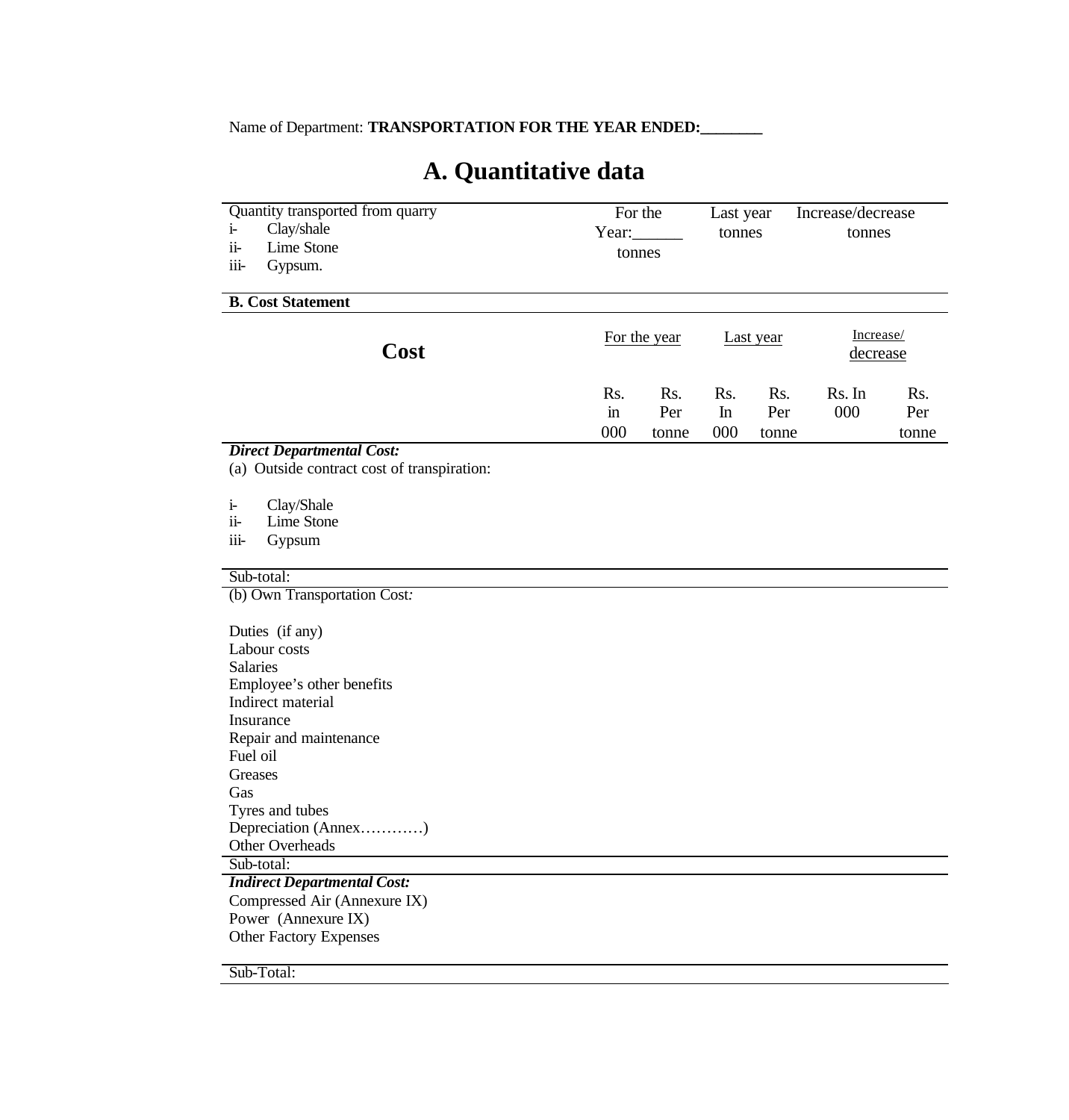Name of Department: **TRANSPORTATION FOR THE YEAR ENDED:________**

# A. Quantitative data

| Quantity transported from quarry | For the Year:______ tonnes | Last year tonnes | Increase/decrease tonnes |
|---|---|---|---|
| i- Clay/shale | | | |
| ii- Lime Stone | | | |
| iii- Gypsum. | | | |

**B. Cost Statement**

| Cost | For the year | | Last year | | Increase/ decrease | |
|---|---|---|---|---|---|---|
| | Rs. in 000 | Rs. Per tonne | Rs. In 000 | Rs. Per tonne | Rs. In 000 | Rs. Per tonne |
| ***Direct Departmental Cost:*** | | | | | | |
| (a) Outside contract cost of transpiration: | | | | | | |
| i- Clay/Shale | | | | | | |
| ii- Lime Stone | | | | | | |
| iii- Gypsum | | | | | | |
| Sub-total: | | | | | | |
| (b) Own Transportation Cost*:* | | | | | | |
| Duties (if any) | | | | | | |
| Labour costs | | | | | | |
| Salaries | | | | | | |
| Employee's other benefits | | | | | | |
| Indirect material | | | | | | |
| Insurance | | | | | | |
| Repair and maintenance | | | | | | |
| Fuel oil | | | | | | |
| Greases | | | | | | |
| Gas | | | | | | |
| Tyres and tubes | | | | | | |
| Depreciation (Annex…………) | | | | | | |
| Other Overheads | | | | | | |
| Sub-total: | | | | | | |
| ***Indirect Departmental Cost:*** | | | | | | |
| Compressed Air (Annexure IX) | | | | | | |
| Power (Annexure IX) | | | | | | |
| Other Factory Expenses | | | | | | |
| Sub-Total: | | | | | | |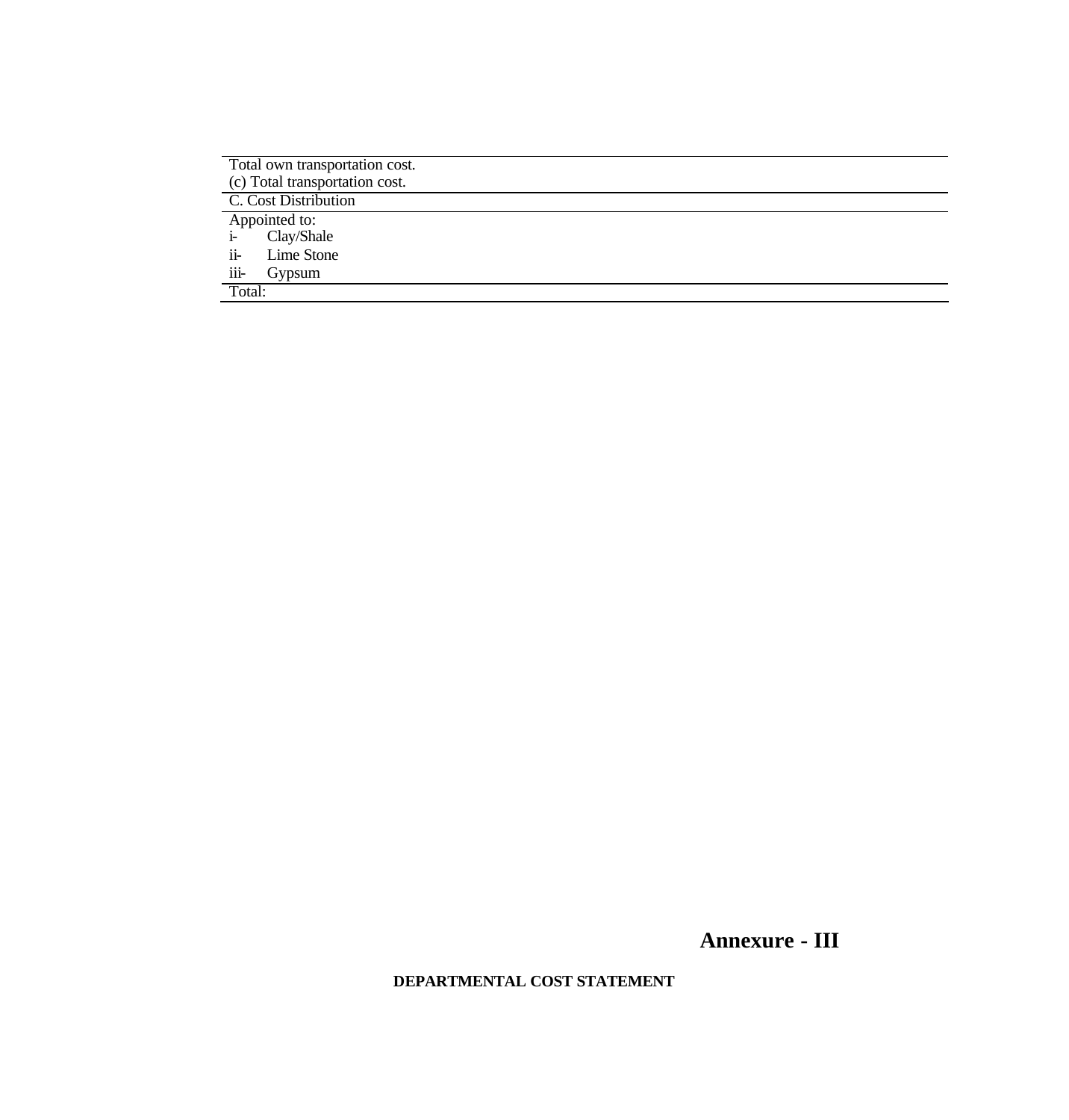| |
|---|
| Total own transportation cost. |
| (c) Total transportation cost. |
| C. Cost Distribution |
| Appointed to: |
| i- Clay/Shale |
| ii- Lime Stone |
| iii- Gypsum |
| Total: |

# Annexure - III

**DEPARTMENTAL COST STATEMENT**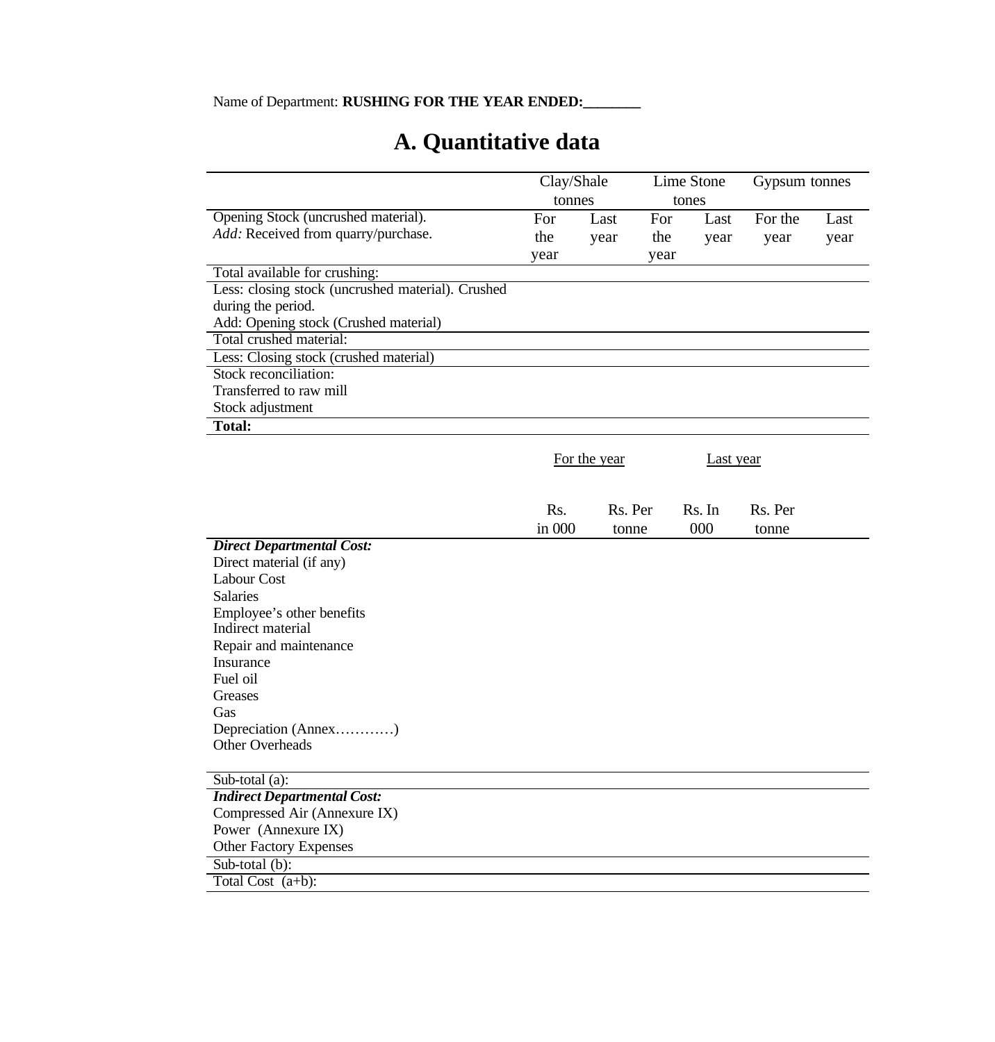Name of Department: **RUSHING FOR THE YEAR ENDED:________**

# A. Quantitative data

| | Clay/Shale tonnes | | Lime Stone tones | | Gypsum tonnes | |
|---|---|---|---|---|---|---|
| Opening Stock (uncrushed material). *Add:* Received from quarry/purchase. | For the year | Last year | For the year | Last year | For the year | Last year |
| Total available for crushing: | | | | | | |
| Less: closing stock (uncrushed material). Crushed during the period. Add: Opening stock (Crushed material) | | | | | | |
| Total crushed material: | | | | | | |
| Less: Closing stock (crushed material) | | | | | | |
| Stock reconciliation: Transferred to raw mill Stock adjustment | | | | | | |
| **Total:** | | | | | | |

| | For the year | | Last year | |
|---|---|---|---|---|
| | Rs. in 000 | Rs. Per tonne | Rs. In 000 | Rs. Per tonne |
| ***Direct Departmental Cost:*** | | | | |
| Direct material (if any) | | | | |
| Labour Cost | | | | |
| Salaries | | | | |
| Employee's other benefits | | | | |
| Indirect material | | | | |
| Repair and maintenance | | | | |
| Insurance | | | | |
| Fuel oil | | | | |
| Greases | | | | |
| Gas | | | | |
| Depreciation (Annex…………) | | | | |
| Other Overheads | | | | |
| Sub-total (a): | | | | |
| ***Indirect Departmental Cost:*** | | | | |
| Compressed Air (Annexure IX) | | | | |
| Power (Annexure IX) | | | | |
| Other Factory Expenses | | | | |
| Sub-total (b): | | | | |
| Total Cost (a+b): | | | | |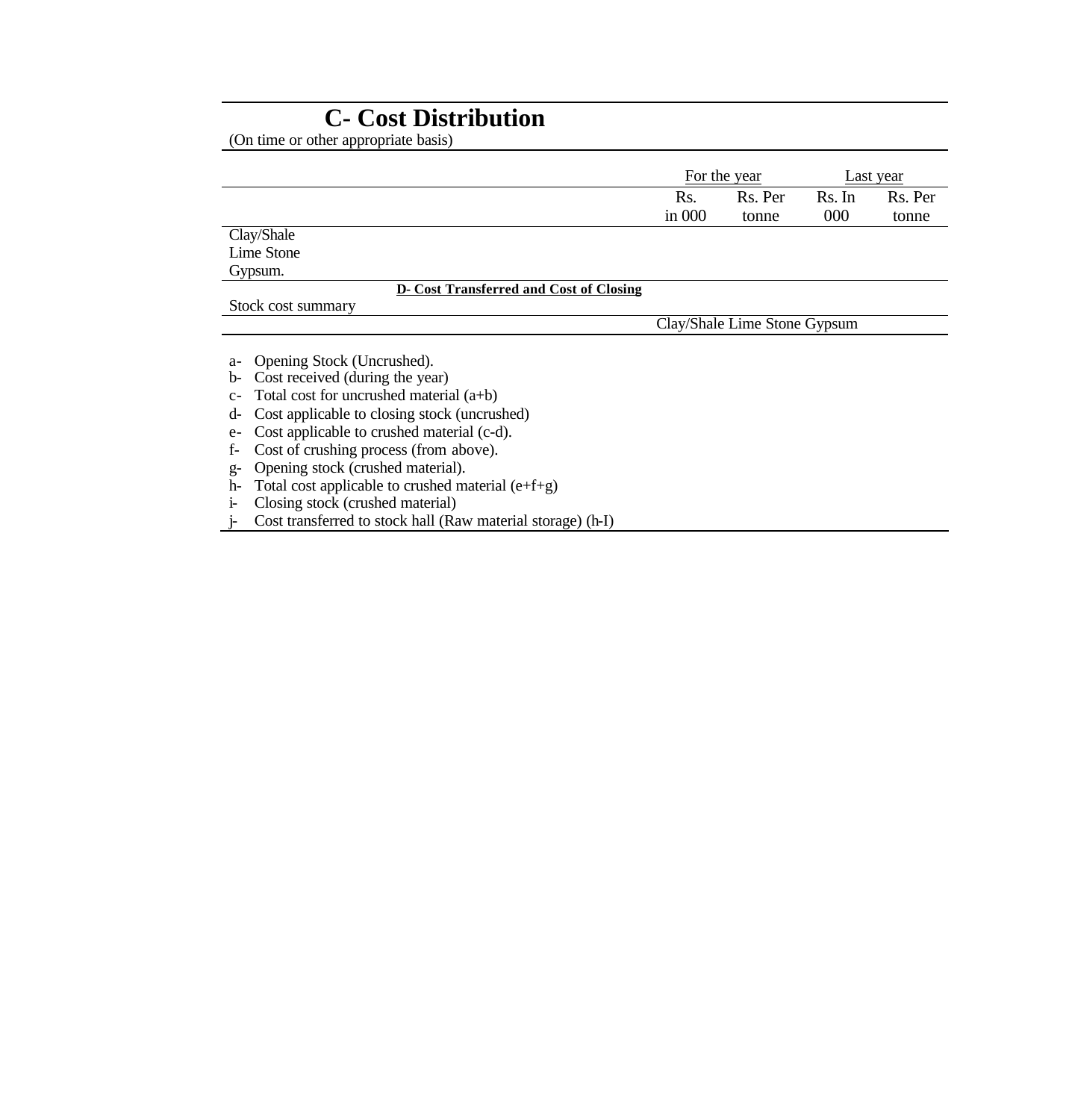# C- Cost Distribution

(On time or other appropriate basis)

| | For the year | | Last year | |
|---|---|---|---|---|
| | Rs. in 000 | Rs. Per tonne | Rs. In 000 | Rs. Per tonne |
| Clay/Shale | | | | |
| Lime Stone | | | | |
| Gypsum. | | | | |

**D- Cost Transferred and Cost of Closing**

Stock cost summary

| | Clay/Shale | Lime Stone | Gypsum |
|---|---|---|---|
| a- Opening Stock (Uncrushed). | | | |
| b- Cost received (during the year) | | | |
| c- Total cost for uncrushed material (a+b) | | | |
| d- Cost applicable to closing stock (uncrushed) | | | |
| e- Cost applicable to crushed material (c-d). | | | |
| f- Cost of crushing process (from above). | | | |
| g- Opening stock (crushed material). | | | |
| h- Total cost applicable to crushed material (e+f+g) | | | |
| i- Closing stock (crushed material) | | | |
| j- Cost transferred to stock hall (Raw material storage) (h-I) | | | |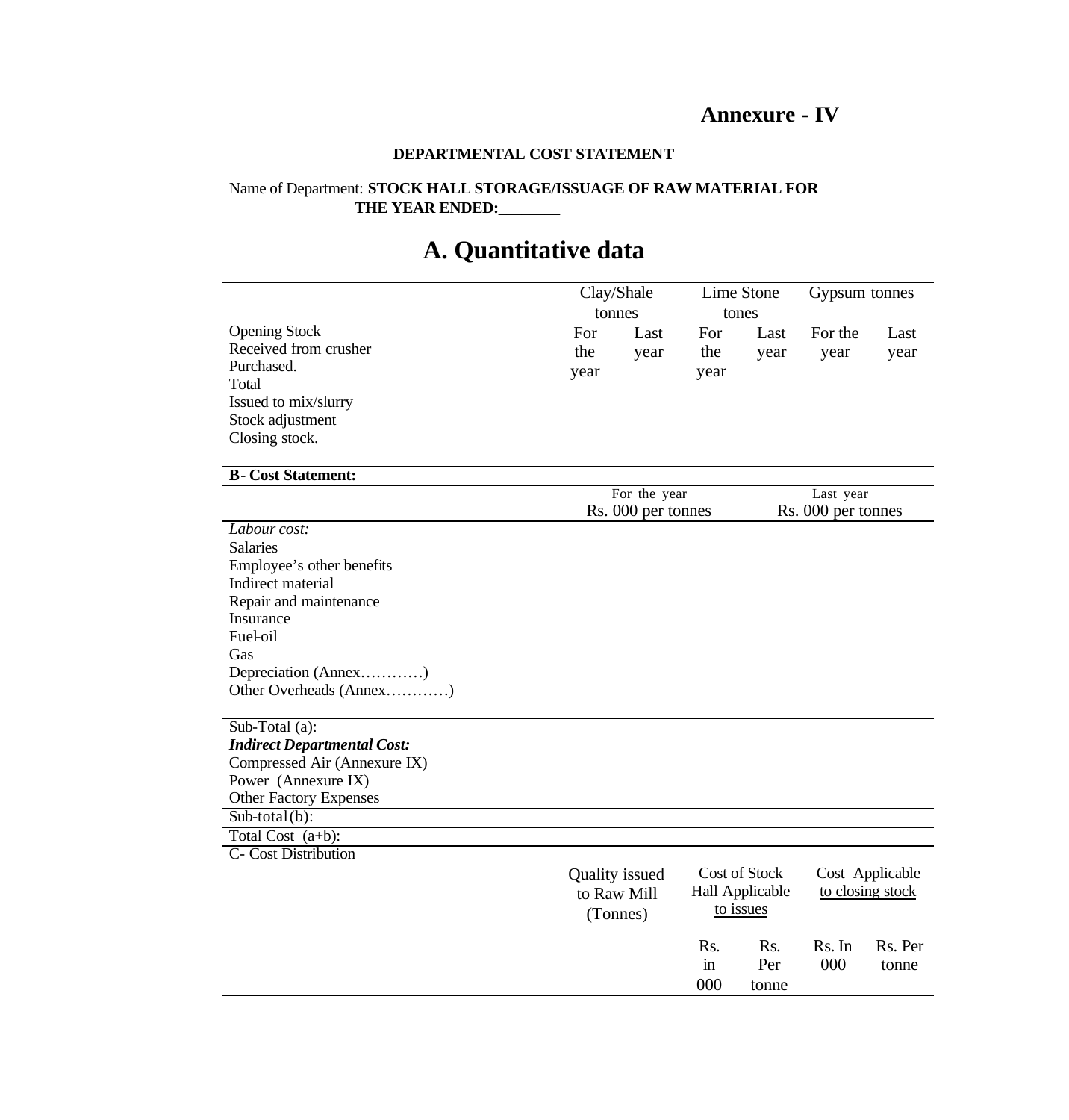# Annexure - IV

**DEPARTMENTAL COST STATEMENT**

Name of Department: **STOCK HALL STORAGE/ISSUAGE OF RAW MATERIAL FOR THE YEAR ENDED:________**

## A. Quantitative data

| | Clay/Shale tonnes | | Lime Stone tones | | Gypsum tonnes | |
|---|---|---|---|---|---|---|
| | For the year | Last year | For the year | Last year | For the year | Last year |
| Opening Stock | | | | | | |
| Received from crusher | | | | | | |
| Purchased. | | | | | | |
| Total | | | | | | |
| Issued to mix/slurry | | | | | | |
| Stock adjustment | | | | | | |
| Closing stock. | | | | | | |

**B- Cost Statement:**

| | For the year | Last year |
|---|---|---|
| | Rs. 000 per tonnes | Rs. 000 per tonnes |
| *Labour cost:* | | |
| Salaries | | |
| Employee's other benefits | | |
| Indirect material | | |
| Repair and maintenance | | |
| Insurance | | |
| Fuel-oil | | |
| Gas | | |
| Depreciation (Annex…………) | | |
| Other Overheads (Annex…………) | | |
| Sub-Total (a): | | |
| ***Indirect Departmental Cost:*** | | |
| Compressed Air (Annexure IX) | | |
| Power (Annexure IX) | | |
| Other Factory Expenses | | |
| Sub-total(b): | | |
| Total Cost (a+b): | | |

C- Cost Distribution

| | Quality issued to Raw Mill (Tonnes) | Cost of Stock Hall Applicable to issues | | Cost Applicable to closing stock | |
|---|---|---|---|---|---|
| | | Rs. in 000 | Rs. Per tonne | Rs. In 000 | Rs. Per tonne |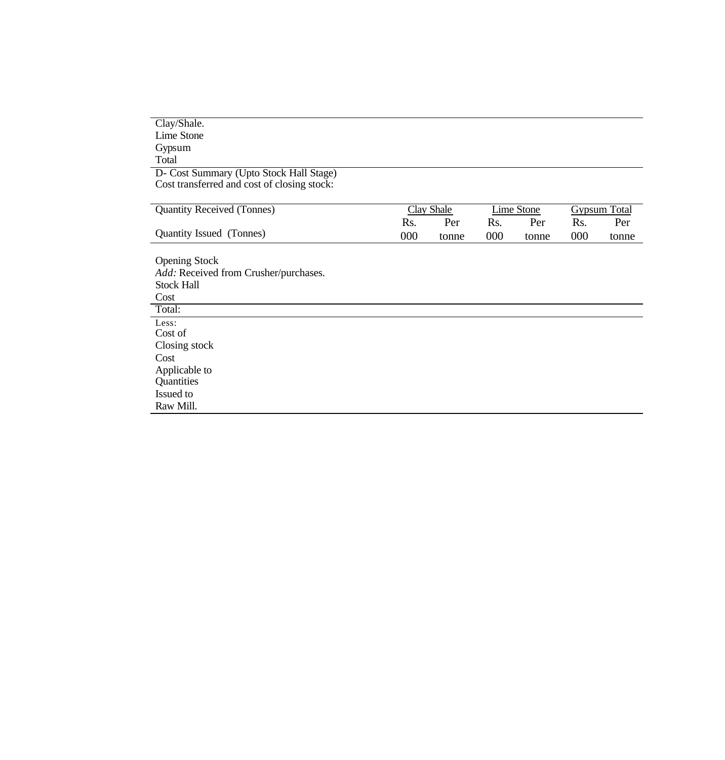| |
|---|
| Clay/Shale. |
| Lime Stone |
| Gypsum |
| Total |

D- Cost Summary (Upto Stock Hall Stage)

Cost transferred and cost of closing stock:

| Quantity Received (Tonnes) | Clay Shale | | Lime Stone | | Gypsum Total | |
|---|---|---|---|---|---|---|
| Quantity Issued (Tonnes) | Rs. 000 | Per tonne | Rs. 000 | Per tonne | Rs. 000 | Per tonne |
| Opening Stock | | | | | | |
| *Add:* Received from Crusher/purchases. | | | | | | |
| Stock Hall Cost | | | | | | |
| Total: | | | | | | |
| Less: Cost of Closing stock | | | | | | |
| Cost Applicable to Quantities Issued to Raw Mill. | | | | | | |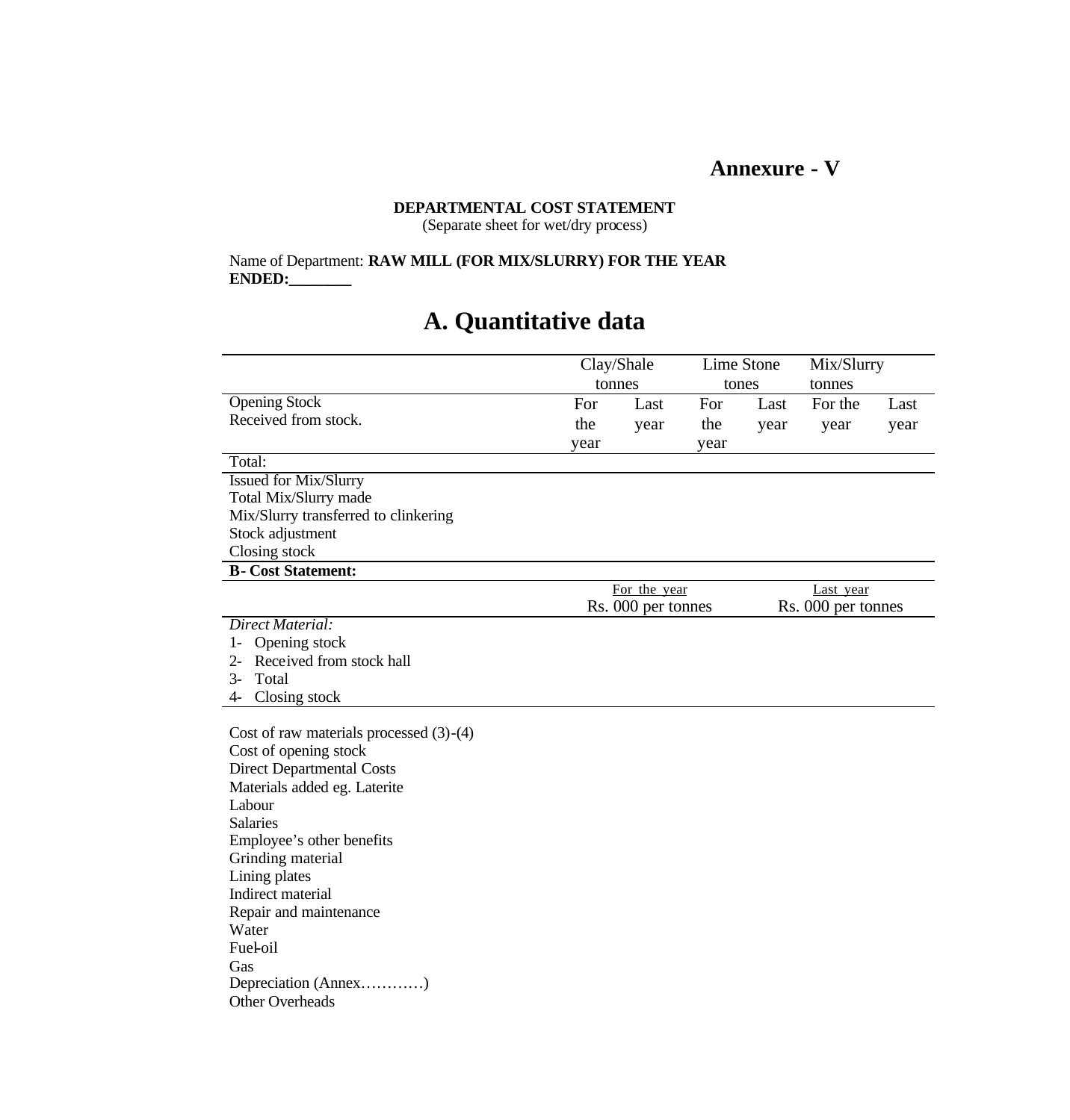# Annexure - V

**DEPARTMENTAL COST STATEMENT**
(Separate sheet for wet/dry process)

Name of Department: **RAW MILL (FOR MIX/SLURRY) FOR THE YEAR ENDED:________**

## A. Quantitative data

| | Clay/Shale tonnes | | Lime Stone tones | | Mix/Slurry tonnes | |
|---|---|---|---|---|---|---|
| Opening Stock<br>Received from stock. | For the year | Last year | For the year | Last year | For the year | Last year |
| Total: | | | | | | |
| Issued for Mix/Slurry | | | | | | |
| Total Mix/Slurry made | | | | | | |
| Mix/Slurry transferred to clinkering | | | | | | |
| Stock adjustment | | | | | | |
| Closing stock | | | | | | |

| **B- Cost Statement:** | For the year<br>Rs. 000 per tonnes | Last year<br>Rs. 000 per tonnes |
|---|---|---|
| *Direct Material:* | | |
| 1- Opening stock | | |
| 2- Received from stock hall | | |
| 3- Total | | |
| 4- Closing stock | | |
| Cost of raw materials processed (3)-(4) | | |
| Cost of opening stock | | |
| Direct Departmental Costs | | |
| Materials added eg. Laterite | | |
| Labour | | |
| Salaries | | |
| Employee's other benefits | | |
| Grinding material | | |
| Lining plates | | |
| Indirect material | | |
| Repair and maintenance | | |
| Water | | |
| Fuel-oil | | |
| Gas | | |
| Depreciation (Annex…………) | | |
| Other Overheads | | |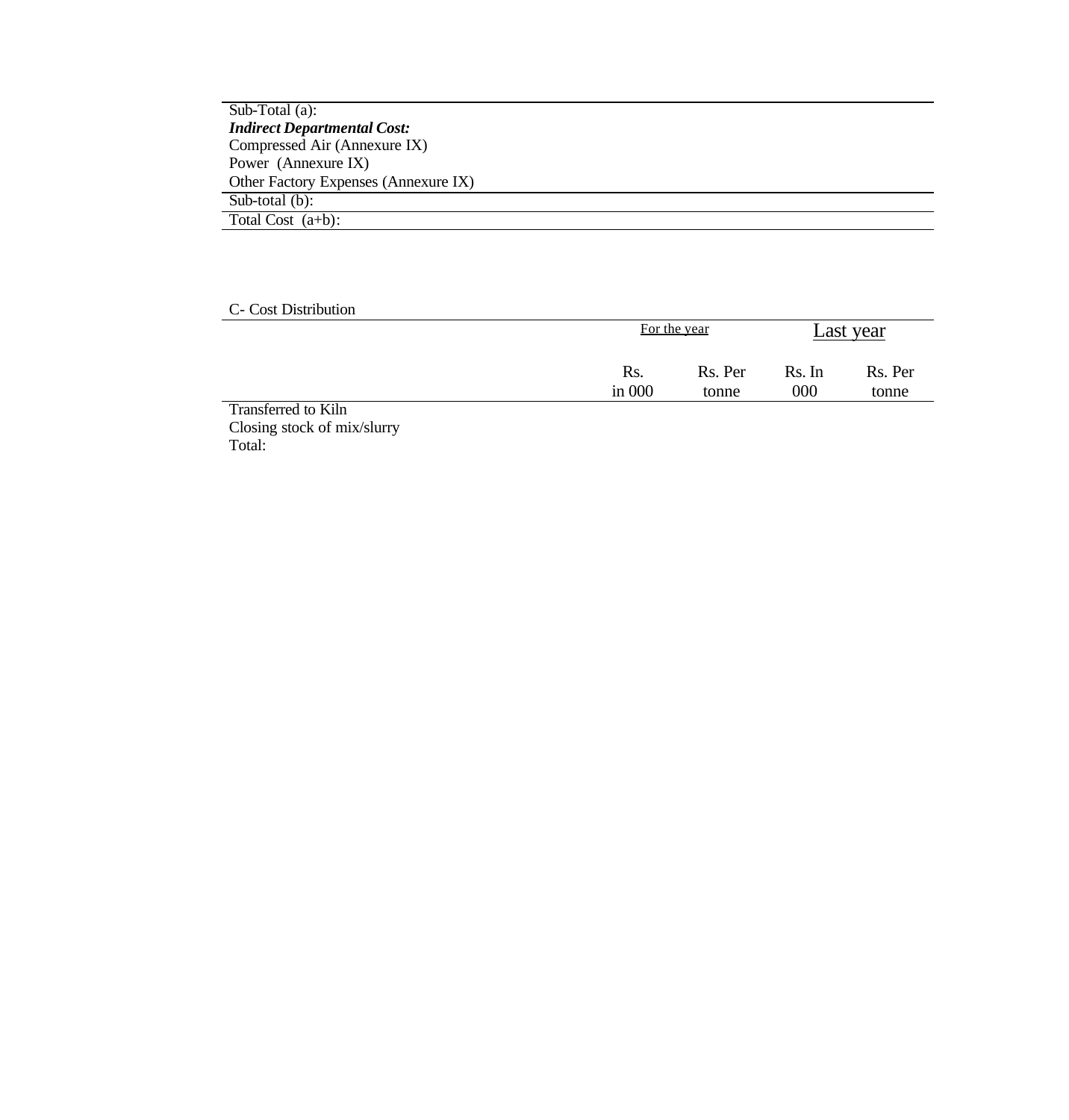| | | | | |
|---|---|---|---|---|
| Sub-Total (a): | | | | |
| ***Indirect Departmental Cost:*** | | | | |
| Compressed Air (Annexure IX) | | | | |
| Power (Annexure IX) | | | | |
| Other Factory Expenses (Annexure IX) | | | | |
| Sub-total (b): | | | | |
| Total Cost (a+b): | | | | |

C- Cost Distribution

| | For the year | | Last year | |
|---|---|---|---|---|
| | Rs. in 000 | Rs. Per tonne | Rs. In 000 | Rs. Per tonne |
| Transferred to Kiln | | | | |
| Closing stock of mix/slurry | | | | |
| Total: | | | | |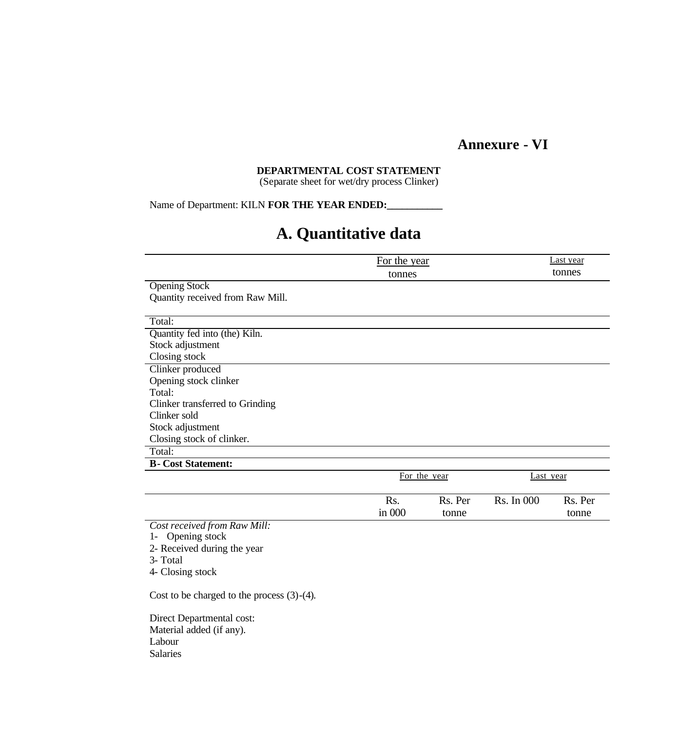# Annexure - VI

**DEPARTMENTAL COST STATEMENT**
(Separate sheet for wet/dry process Clinker)

Name of Department: KILN **FOR THE YEAR ENDED:\_\_\_\_\_\_\_\_\_\_\_**

## A. Quantitative data

| | For the year tonnes | Last year tonnes |
|---|---|---|
| Opening Stock | | |
| Quantity received from Raw Mill. | | |
| Total: | | |
| Quantity fed into (the) Kiln. | | |
| Stock adjustment | | |
| Closing stock | | |
| Clinker produced | | |
| Opening stock clinker | | |
| Total: | | |
| Clinker transferred to Grinding | | |
| Clinker sold | | |
| Stock adjustment | | |
| Closing stock of clinker. | | |
| Total: | | |

**B- Cost Statement:**

| | For the year | | Last year | |
|---|---|---|---|---|
| | Rs. in 000 | Rs. Per tonne | Rs. In 000 | Rs. Per tonne |
| *Cost received from Raw Mill:* | | | | |
| 1- Opening stock | | | | |
| 2- Received during the year | | | | |
| 3- Total | | | | |
| 4- Closing stock | | | | |
| Cost to be charged to the process (3)-(4). | | | | |
| Direct Departmental cost: | | | | |
| Material added (if any). | | | | |
| Labour | | | | |
| Salaries | | | | |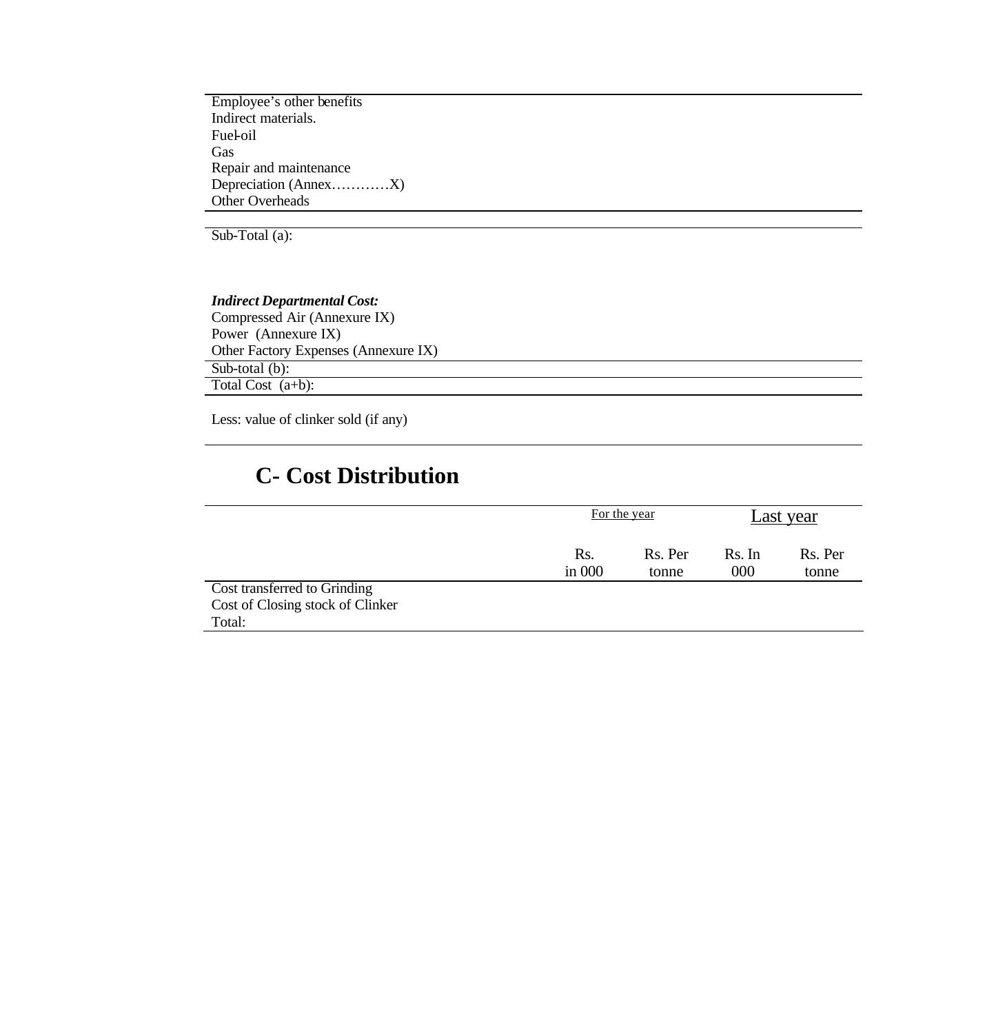| |
|---|
| Employee's other benefits |
| Indirect materials. |
| Fuel-oil |
| Gas |
| Repair and maintenance |
| Depreciation (Annex…………X) |
| Other Overheads |
| |
| Sub-Total (a): |
| |
| ***Indirect Departmental Cost:*** |
| Compressed Air (Annexure IX) |
| Power (Annexure IX) |
| Other Factory Expenses (Annexure IX) |
| Sub-total (b): |
| Total Cost (a+b): |
| |
| Less: value of clinker sold (if any) |

# C- Cost Distribution

| | For the year | | Last year | |
|---|---|---|---|---|
| | Rs. in 000 | Rs. Per tonne | Rs. In 000 | Rs. Per tonne |
| Cost transferred to Grinding | | | | |
| Cost of Closing stock of Clinker | | | | |
| Total: | | | | |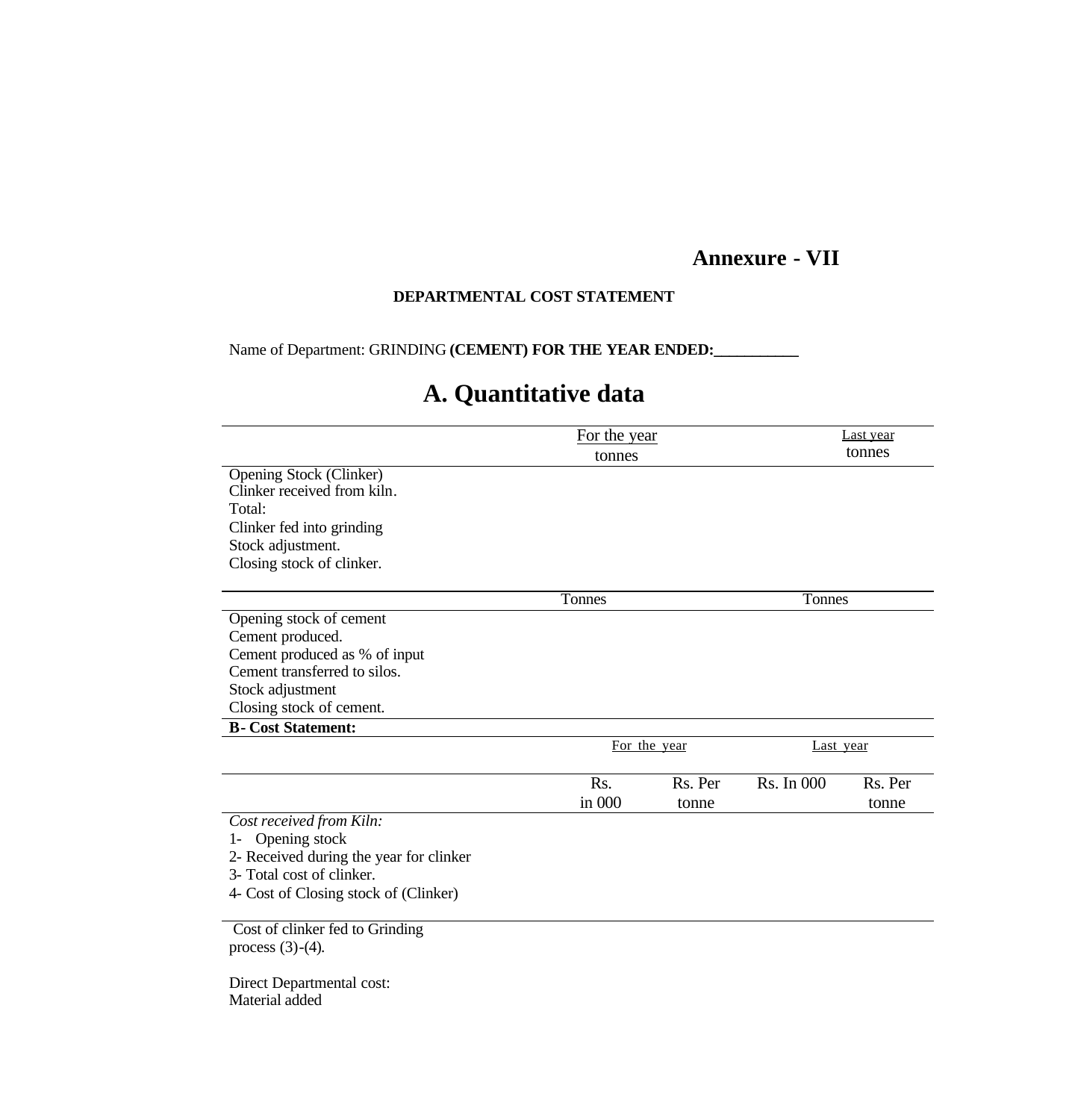**Annexure - VII**

**DEPARTMENTAL COST STATEMENT**

Name of Department: GRINDING **(CEMENT) FOR THE YEAR ENDED:\_\_\_\_\_\_\_\_\_\_\_**

# A. Quantitative data

| | For the year tonnes | Last year tonnes |
|---|---|---|
| Opening Stock (Clinker) | | |
| Clinker received from kiln. | | |
| Total: | | |
| Clinker fed into grinding | | |
| Stock adjustment. | | |
| Closing stock of clinker. | | |

| | Tonnes | Tonnes |
|---|---|---|
| Opening stock of cement | | |
| Cement produced. | | |
| Cement produced as % of input | | |
| Cement transferred to silos. | | |
| Stock adjustment | | |
| Closing stock of cement. | | |

**B- Cost Statement:**

| | For the year | | Last year | |
|---|---|---|---|---|
| | Rs. in 000 | Rs. Per tonne | Rs. In 000 | Rs. Per tonne |
| *Cost received from Kiln:* | | | | |
| 1- Opening stock | | | | |
| 2- Received during the year for clinker | | | | |
| 3- Total cost of clinker. | | | | |
| 4- Cost of Closing stock of (Clinker) | | | | |
| Cost of clinker fed to Grinding process (3)-(4). | | | | |
| Direct Departmental cost: | | | | |
| Material added | | | | |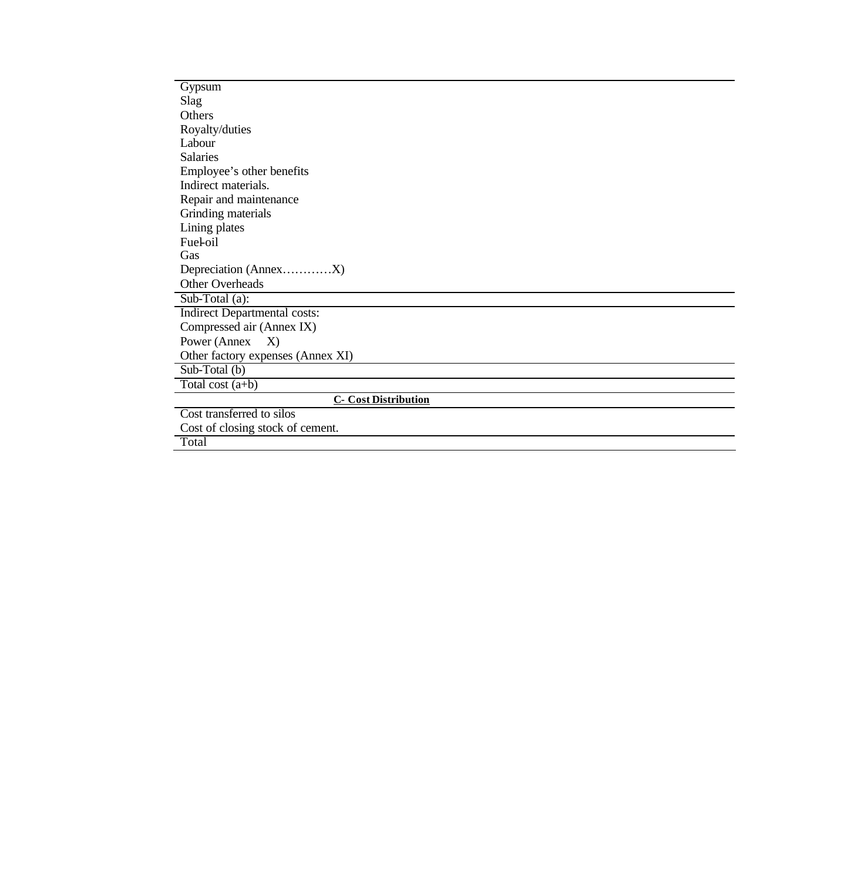| |
|---|
| Gypsum |
| Slag |
| Others |
| Royalty/duties |
| Labour |
| Salaries |
| Employee's other benefits |
| Indirect materials. |
| Repair and maintenance |
| Grinding materials |
| Lining plates |
| Fuel-oil |
| Gas |
| Depreciation (Annex…………X) |
| Other Overheads |
| Sub-Total (a): |
| Indirect Departmental costs: |
| Compressed air (Annex IX) |
| Power (Annex X) |
| Other factory expenses (Annex XI) |
| Sub-Total (b) |
| Total cost (a+b) |
| **C- Cost Distribution** |
| Cost transferred to silos |
| Cost of closing stock of cement. |
| Total |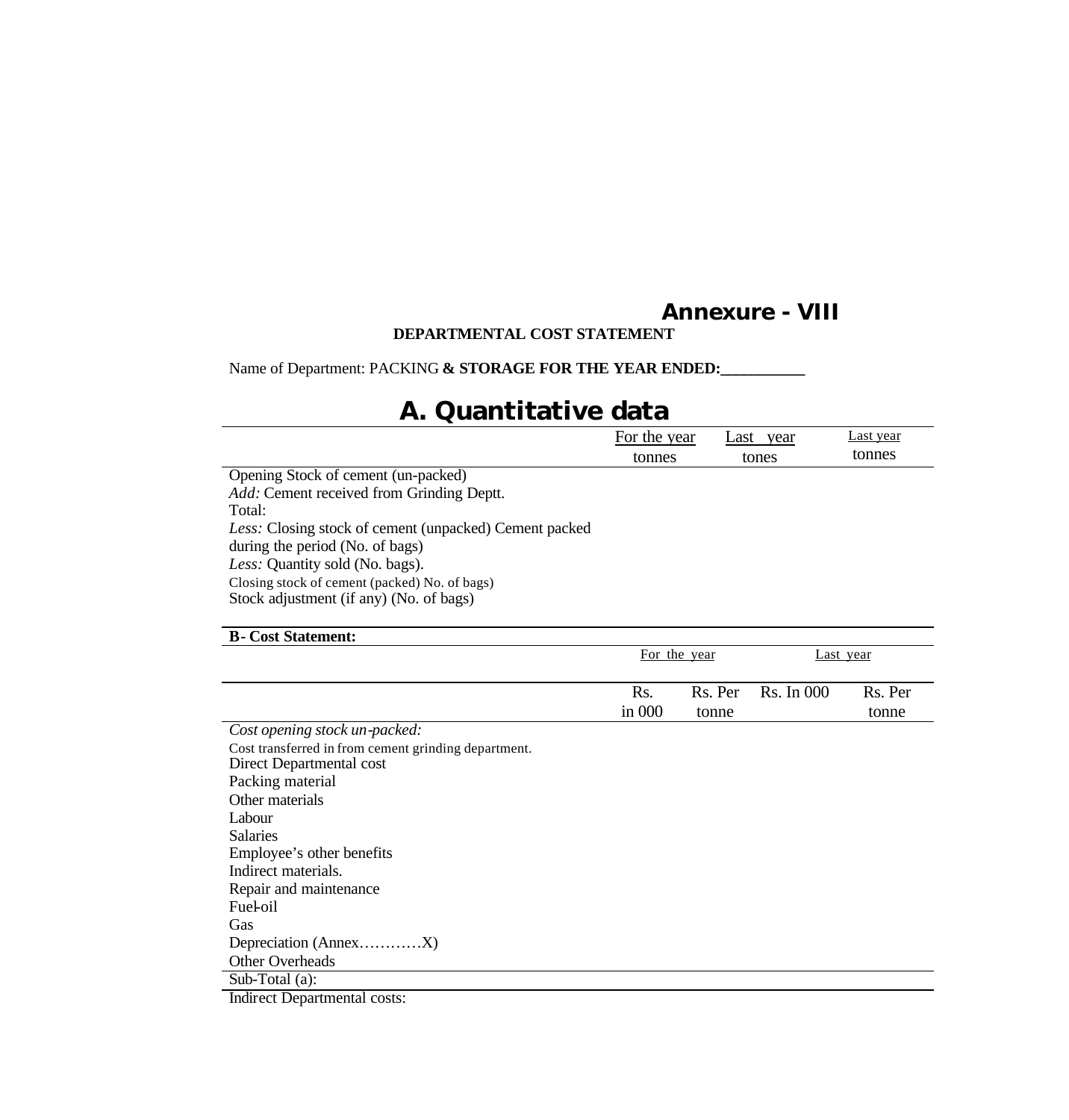# Annexure - VIII

**DEPARTMENTAL COST STATEMENT**

Name of Department: PACKING **& STORAGE FOR THE YEAR ENDED:\_\_\_\_\_\_\_\_\_\_\_**

## A. Quantitative data

| | For the year tonnes | Last year tones | Last year tonnes |
|---|---|---|---|
| Opening Stock of cement (un-packed) | | | |
| *Add:* Cement received from Grinding Deptt. | | | |
| Total: | | | |
| *Less:* Closing stock of cement (unpacked) Cement packed during the period (No. of bags) | | | |
| *Less:* Quantity sold (No. bags). | | | |
| Closing stock of cement (packed) No. of bags) | | | |
| Stock adjustment (if any) (No. of bags) | | | |

**B- Cost Statement:**

| | For the year | | Last year | |
|---|---|---|---|---|
| | Rs. in 000 | Rs. Per tonne | Rs. In 000 | Rs. Per tonne |
| *Cost opening stock un-packed:* | | | | |
| Cost transferred in from cement grinding department. | | | | |
| Direct Departmental cost | | | | |
| Packing material | | | | |
| Other materials | | | | |
| Labour | | | | |
| Salaries | | | | |
| Employee's other benefits | | | | |
| Indirect materials. | | | | |
| Repair and maintenance | | | | |
| Fuel-oil | | | | |
| Gas | | | | |
| Depreciation (Annex…………X) | | | | |
| Other Overheads | | | | |
| Sub-Total (a): | | | | |
| Indirect Departmental costs: | | | | |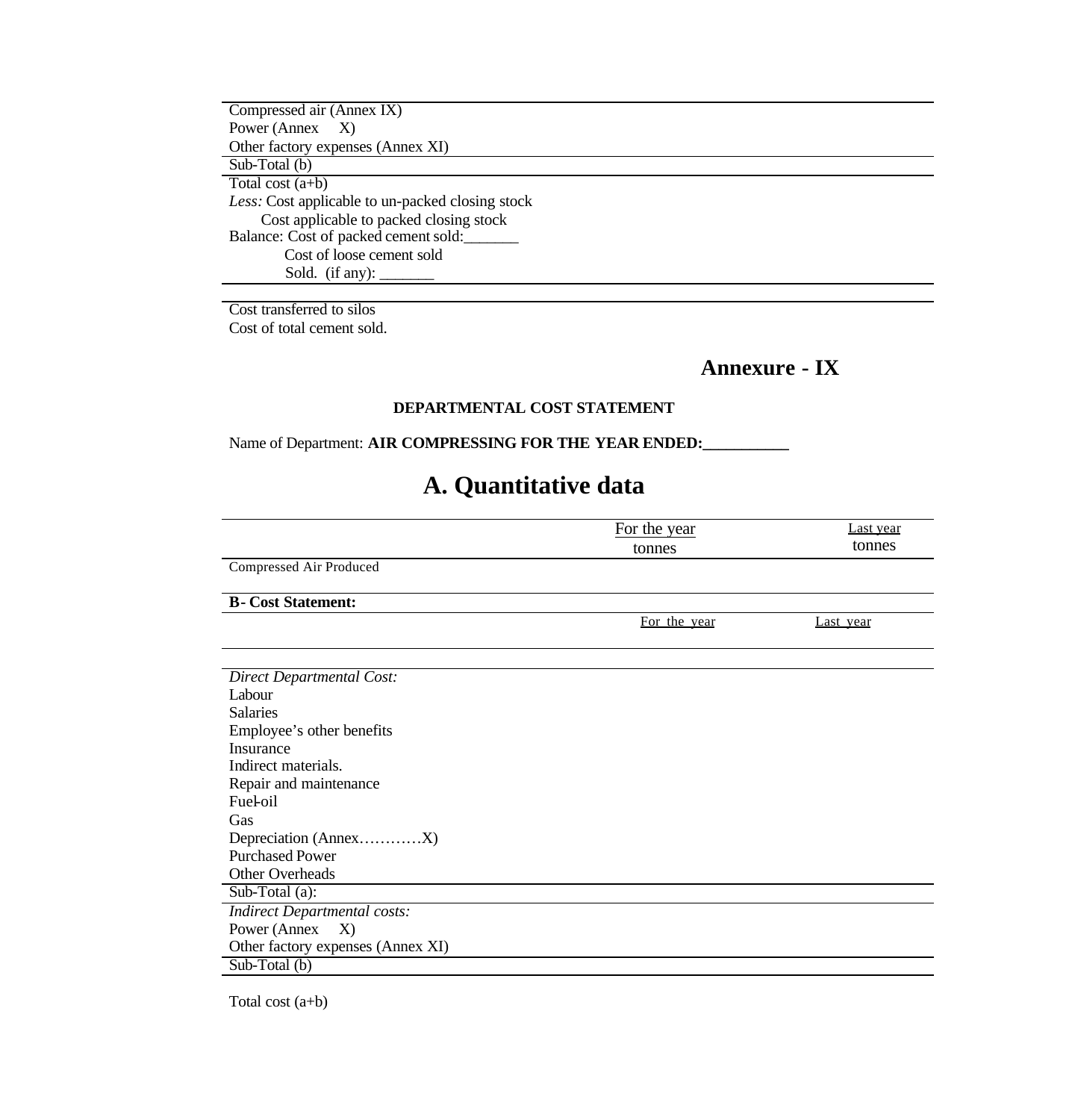Compressed air (Annex IX)
Power (Annex X)
Other factory expenses (Annex XI)

Sub-Total (b)

Total cost (a+b)
*Less:* Cost applicable to un-packed closing stock
Cost applicable to packed closing stock
Balance: Cost of packed cement sold:_______
Cost of loose cement sold
Sold. (if any): _______

Cost transferred to silos
Cost of total cement sold.

# Annexure - IX

**DEPARTMENTAL COST STATEMENT**

Name of Department: **AIR COMPRESSING FOR THE YEAR ENDED:__________**

## A. Quantitative data

| | For the year tonnes | Last year tonnes |
|---|---|---|
| Compressed Air Produced | | |

| **B- Cost Statement:** | For the year | Last year |
|---|---|---|
| *Direct Departmental Cost:* | | |
| Labour | | |
| Salaries | | |
| Employee's other benefits | | |
| Insurance | | |
| Indirect materials. | | |
| Repair and maintenance | | |
| Fuel-oil | | |
| Gas | | |
| Depreciation (Annex…………X) | | |
| Purchased Power | | |
| Other Overheads | | |
| Sub-Total (a): | | |
| *Indirect Departmental costs:* | | |
| Power (Annex X) | | |
| Other factory expenses (Annex XI) | | |
| Sub-Total (b) | | |
| Total cost (a+b) | | |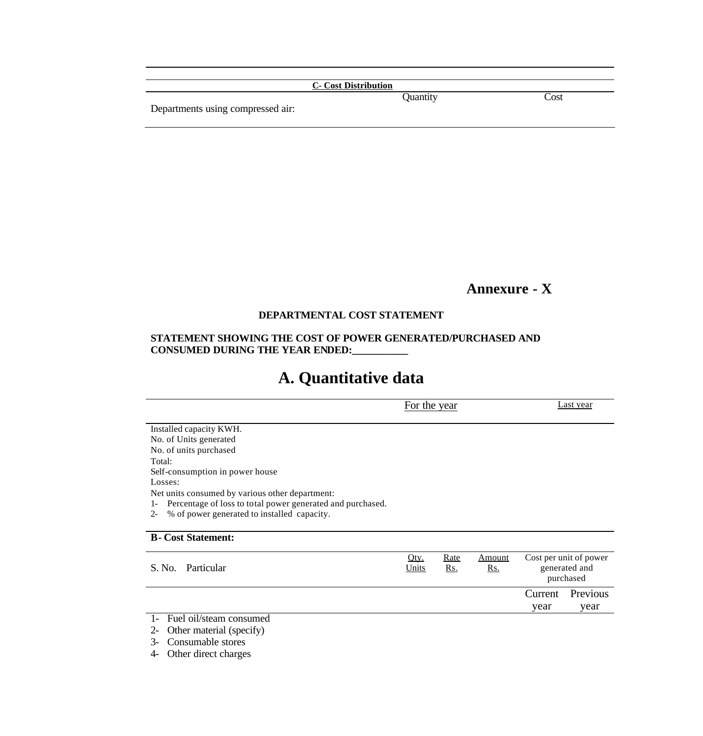**C- Cost Distribution**

| | Quantity | Cost |
|---|---|---|
| Departments using compressed air: | | |

# Annexure - X

**DEPARTMENTAL COST STATEMENT**

**STATEMENT SHOWING THE COST OF POWER GENERATED/PURCHASED AND CONSUMED DURING THE YEAR ENDED:___________**

## A. Quantitative data

| | For the year | Last year |
|---|---|---|
| Installed capacity KWH. | | |
| No. of Units generated | | |
| No. of units purchased | | |
| Total: | | |
| Self-consumption in power house | | |
| Losses: | | |
| Net units consumed by various other department: | | |
| 1- Percentage of loss to total power generated and purchased. | | |
| 2- % of power generated to installed capacity. | | |

**B- Cost Statement:**

| S. No. Particular | Qty. Units | Rate Rs. | Amount Rs. | Cost per unit of power generated and purchased | |
|---|---|---|---|---|---|
| | | | | Current year | Previous year |
| 1- Fuel oil/steam consumed | | | | | |
| 2- Other material (specify) | | | | | |
| 3- Consumable stores | | | | | |
| 4- Other direct charges | | | | | |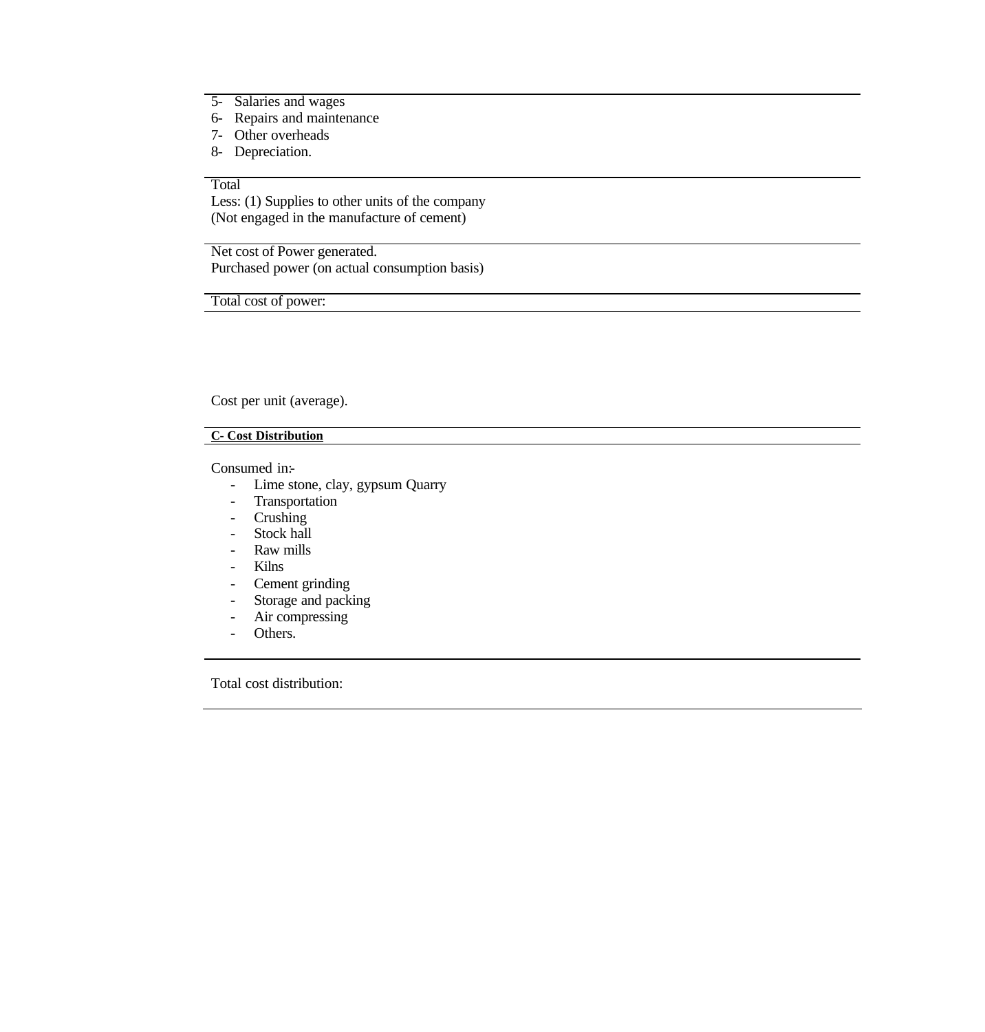5- Salaries and wages
6- Repairs and maintenance
7- Other overheads
8- Depreciation.

Total

Less: (1) Supplies to other units of the company
(Not engaged in the manufacture of cement)

Net cost of Power generated.

Purchased power (on actual consumption basis)

Total cost of power:

Cost per unit (average).

**C- Cost Distribution**

Consumed in:-

- Lime stone, clay, gypsum Quarry
- Transportation
- Crushing
- Stock hall
- Raw mills
- Kilns
- Cement grinding
- Storage and packing
- Air compressing
- Others.

Total cost distribution: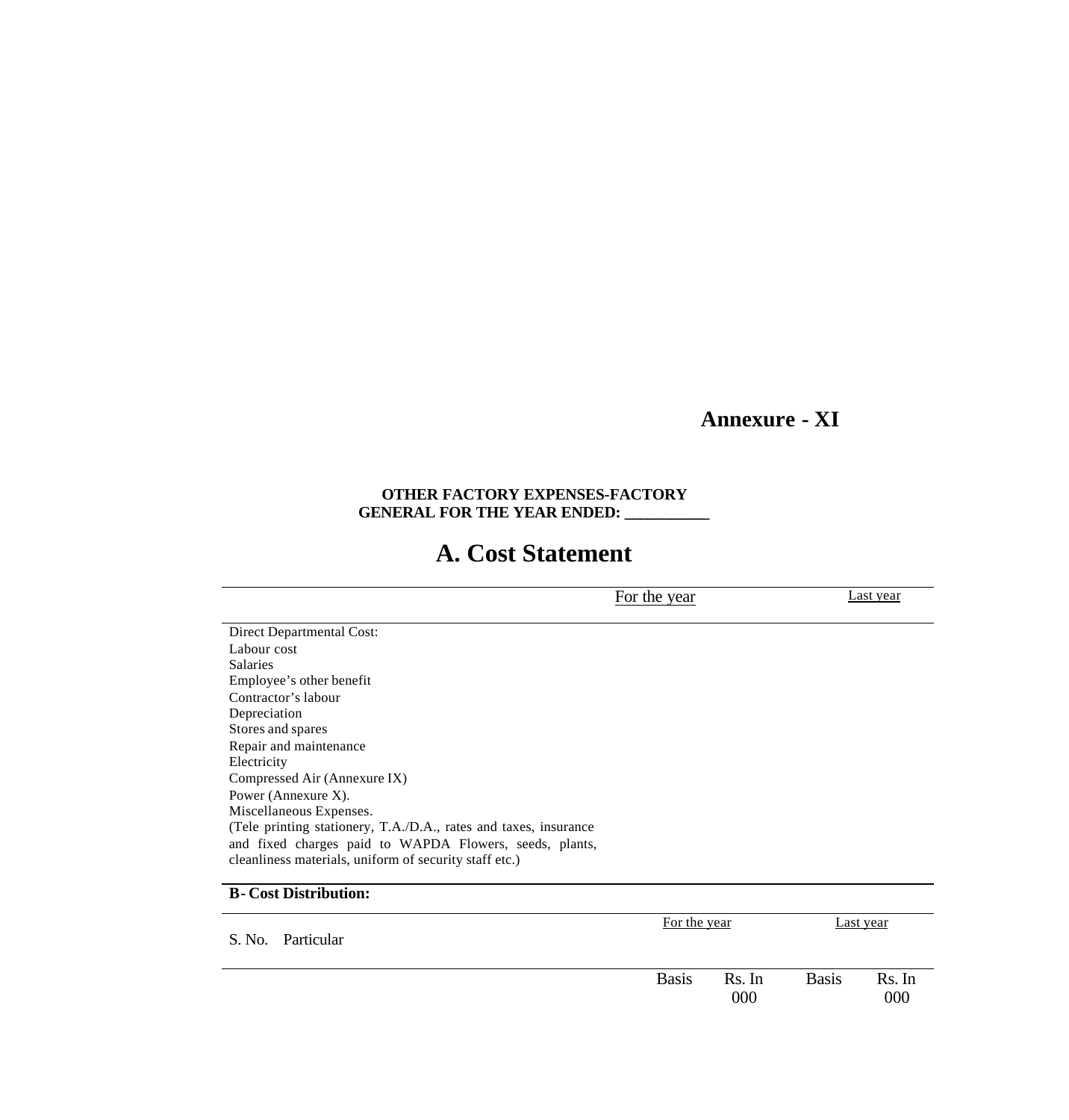**Annexure - XI**

**OTHER FACTORY EXPENSES-FACTORY GENERAL FOR THE YEAR ENDED: ___________**

# A. Cost Statement

| | For the year | Last year |
|---|---|---|
| Direct Departmental Cost: | | |
| Labour cost | | |
| Salaries | | |
| Employee's other benefit | | |
| Contractor's labour | | |
| Depreciation | | |
| Stores and spares | | |
| Repair and maintenance | | |
| Electricity | | |
| Compressed Air (Annexure IX) | | |
| Power (Annexure X). | | |
| Miscellaneous Expenses. | | |
| (Tele printing stationery, T.A./D.A., rates and taxes, insurance and fixed charges paid to WAPDA Flowers, seeds, plants, cleanliness materials, uniform of security staff etc.) | | |

**B- Cost Distribution:**

| S. No. | Particular | For the year | | Last year | |
|---|---|---|---|---|---|
| | | Basis | Rs. In 000 | Basis | Rs. In 000 |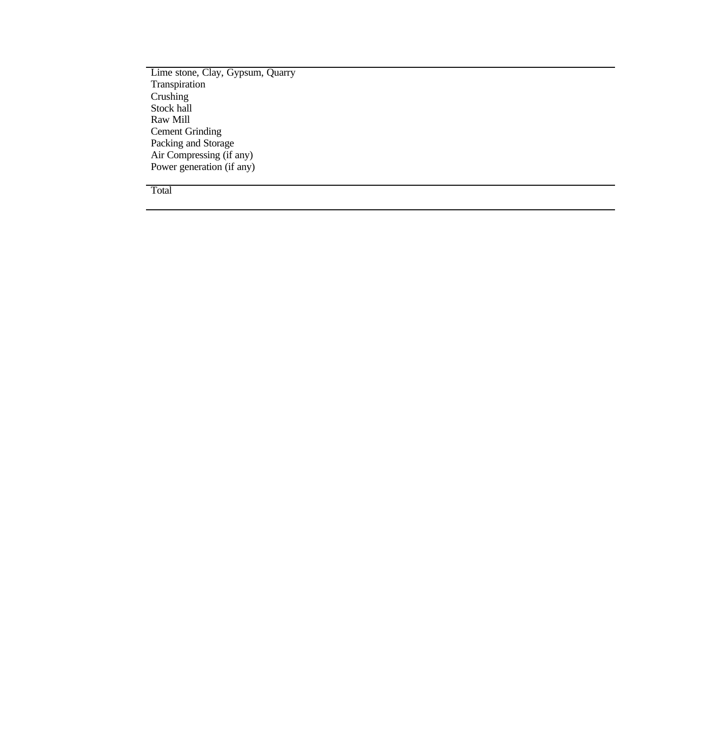| | |
|---|---|
| Lime stone, Clay, Gypsum, Quarry | |
| Transpiration | |
| Crushing | |
| Stock hall | |
| Raw Mill | |
| Cement Grinding | |
| Packing and Storage | |
| Air Compressing (if any) | |
| Power generation (if any) | |
| Total | |